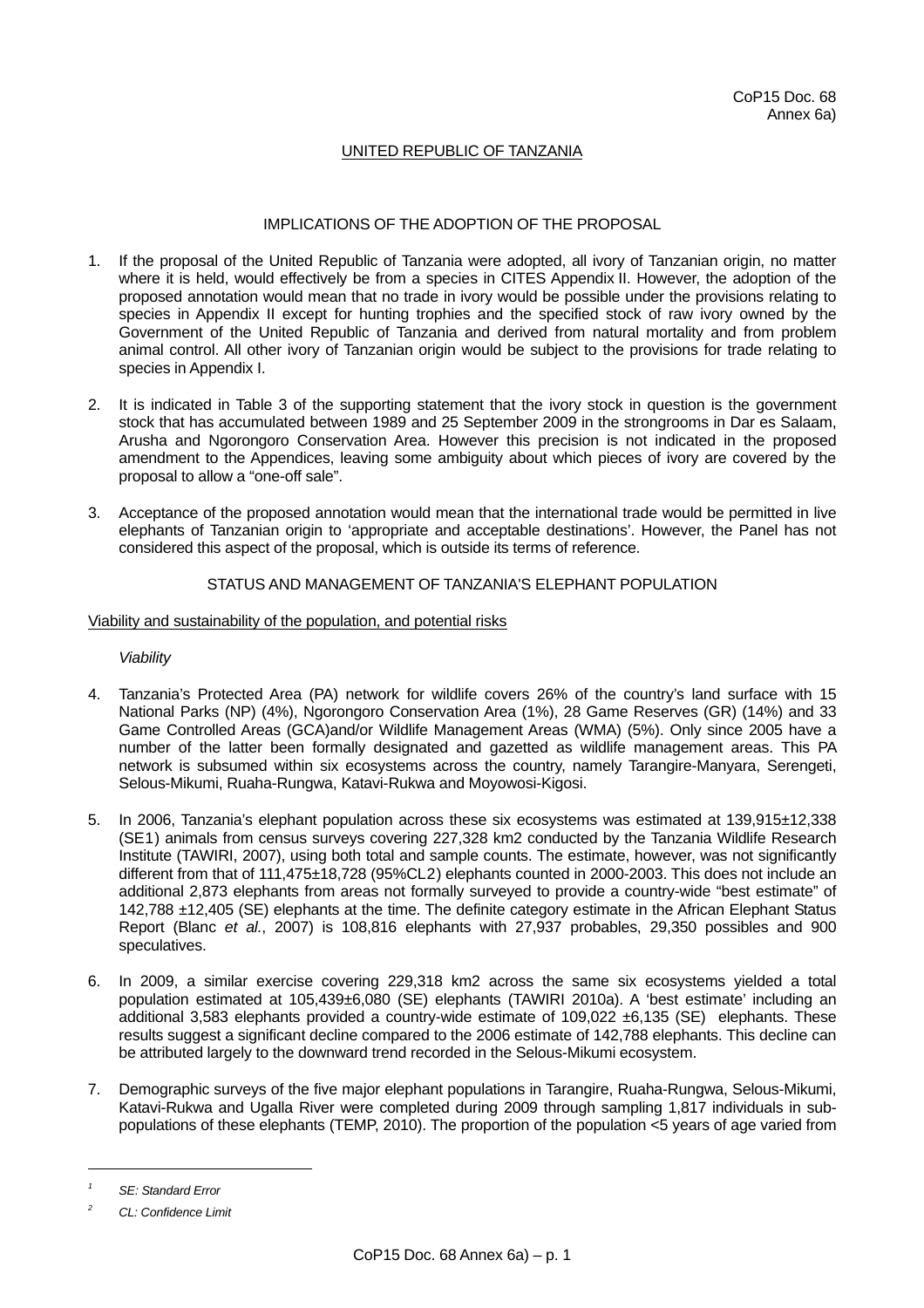CoP15 Doc. 68
Annex 6a)

UNITED REPUBLIC OF TANZANIA

IMPLICATIONS OF THE ADOPTION OF THE PROPOSAL

1. If the proposal of the United Republic of Tanzania were adopted, all ivory of Tanzanian origin, no matter where it is held, would effectively be from a species in CITES Appendix II. However, the adoption of the proposed annotation would mean that no trade in ivory would be possible under the provisions relating to species in Appendix II except for hunting trophies and the specified stock of raw ivory owned by the Government of the United Republic of Tanzania and derived from natural mortality and from problem animal control. All other ivory of Tanzanian origin would be subject to the provisions for trade relating to species in Appendix I.

2. It is indicated in Table 3 of the supporting statement that the ivory stock in question is the government stock that has accumulated between 1989 and 25 September 2009 in the strongrooms in Dar es Salaam, Arusha and Ngorongoro Conservation Area. However this precision is not indicated in the proposed amendment to the Appendices, leaving some ambiguity about which pieces of ivory are covered by the proposal to allow a "one-off sale".

3. Acceptance of the proposed annotation would mean that the international trade would be permitted in live elephants of Tanzanian origin to 'appropriate and acceptable destinations'. However, the Panel has not considered this aspect of the proposal, which is outside its terms of reference.

STATUS AND MANAGEMENT OF TANZANIA'S ELEPHANT POPULATION

Viability and sustainability of the population, and potential risks

*Viability*

4. Tanzania's Protected Area (PA) network for wildlife covers 26% of the country's land surface with 15 National Parks (NP) (4%), Ngorongoro Conservation Area (1%), 28 Game Reserves (GR) (14%) and 33 Game Controlled Areas (GCA)and/or Wildlife Management Areas (WMA) (5%). Only since 2005 have a number of the latter been formally designated and gazetted as wildlife management areas. This PA network is subsumed within six ecosystems across the country, namely Tarangire-Manyara, Serengeti, Selous-Mikumi, Ruaha-Rungwa, Katavi-Rukwa and Moyowosi-Kigosi.

5. In 2006, Tanzania's elephant population across these six ecosystems was estimated at 139,915±12,338 (SE[1]) animals from census surveys covering 227,328 km2 conducted by the Tanzania Wildlife Research Institute (TAWIRI, 2007), using both total and sample counts. The estimate, however, was not significantly different from that of 111,475±18,728 (95%CL[2]) elephants counted in 2000-2003. This does not include an additional 2,873 elephants from areas not formally surveyed to provide a country-wide "best estimate" of 142,788 ±12,405 (SE) elephants at the time. The definite category estimate in the African Elephant Status Report (Blanc *et al.*, 2007) is 108,816 elephants with 27,937 probables, 29,350 possibles and 900 speculatives.

6. In 2009, a similar exercise covering 229,318 km2 across the same six ecosystems yielded a total population estimated at 105,439±6,080 (SE) elephants (TAWIRI 2010a). A 'best estimate' including an additional 3,583 elephants provided a country-wide estimate of 109,022 ±6,135 (SE) elephants. These results suggest a significant decline compared to the 2006 estimate of 142,788 elephants. This decline can be attributed largely to the downward trend recorded in the Selous-Mikumi ecosystem.

7. Demographic surveys of the five major elephant populations in Tarangire, Ruaha-Rungwa, Selous-Mikumi, Katavi-Rukwa and Ugalla River were completed during 2009 through sampling 1,817 individuals in sub-populations of these elephants (TEMP, 2010). The proportion of the population <5 years of age varied from

[1] *SE: Standard Error*

[2] *CL: Confidence Limit*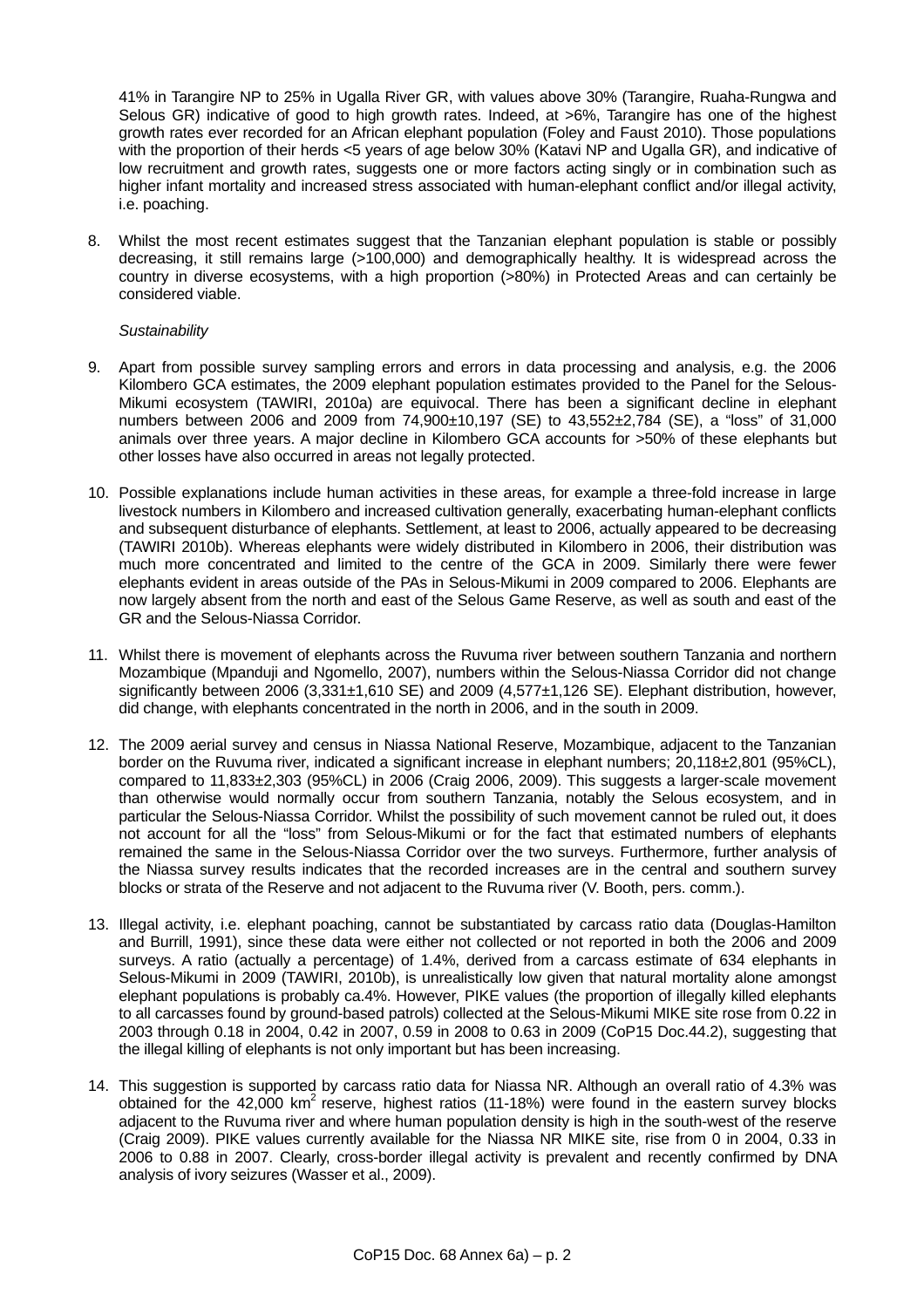41% in Tarangire NP to 25% in Ugalla River GR, with values above 30% (Tarangire, Ruaha-Rungwa and Selous GR) indicative of good to high growth rates. Indeed, at >6%, Tarangire has one of the highest growth rates ever recorded for an African elephant population (Foley and Faust 2010). Those populations with the proportion of their herds <5 years of age below 30% (Katavi NP and Ugalla GR), and indicative of low recruitment and growth rates, suggests one or more factors acting singly or in combination such as higher infant mortality and increased stress associated with human-elephant conflict and/or illegal activity, i.e. poaching.

8. Whilst the most recent estimates suggest that the Tanzanian elephant population is stable or possibly decreasing, it still remains large (>100,000) and demographically healthy. It is widespread across the country in diverse ecosystems, with a high proportion (>80%) in Protected Areas and can certainly be considered viable.

*Sustainability*

9. Apart from possible survey sampling errors and errors in data processing and analysis, e.g. the 2006 Kilombero GCA estimates, the 2009 elephant population estimates provided to the Panel for the Selous-Mikumi ecosystem (TAWIRI, 2010a) are equivocal. There has been a significant decline in elephant numbers between 2006 and 2009 from 74,900±10,197 (SE) to 43,552±2,784 (SE), a "loss" of 31,000 animals over three years. A major decline in Kilombero GCA accounts for >50% of these elephants but other losses have also occurred in areas not legally protected.

10. Possible explanations include human activities in these areas, for example a three-fold increase in large livestock numbers in Kilombero and increased cultivation generally, exacerbating human-elephant conflicts and subsequent disturbance of elephants. Settlement, at least to 2006, actually appeared to be decreasing (TAWIRI 2010b). Whereas elephants were widely distributed in Kilombero in 2006, their distribution was much more concentrated and limited to the centre of the GCA in 2009. Similarly there were fewer elephants evident in areas outside of the PAs in Selous-Mikumi in 2009 compared to 2006. Elephants are now largely absent from the north and east of the Selous Game Reserve, as well as south and east of the GR and the Selous-Niassa Corridor.

11. Whilst there is movement of elephants across the Ruvuma river between southern Tanzania and northern Mozambique (Mpanduji and Ngomello, 2007), numbers within the Selous-Niassa Corridor did not change significantly between 2006 (3,331±1,610 SE) and 2009 (4,577±1,126 SE). Elephant distribution, however, did change, with elephants concentrated in the north in 2006, and in the south in 2009.

12. The 2009 aerial survey and census in Niassa National Reserve, Mozambique, adjacent to the Tanzanian border on the Ruvuma river, indicated a significant increase in elephant numbers; 20,118±2,801 (95%CL), compared to 11,833±2,303 (95%CL) in 2006 (Craig 2006, 2009). This suggests a larger-scale movement than otherwise would normally occur from southern Tanzania, notably the Selous ecosystem, and in particular the Selous-Niassa Corridor. Whilst the possibility of such movement cannot be ruled out, it does not account for all the "loss" from Selous-Mikumi or for the fact that estimated numbers of elephants remained the same in the Selous-Niassa Corridor over the two surveys. Furthermore, further analysis of the Niassa survey results indicates that the recorded increases are in the central and southern survey blocks or strata of the Reserve and not adjacent to the Ruvuma river (V. Booth, pers. comm.).

13. Illegal activity, i.e. elephant poaching, cannot be substantiated by carcass ratio data (Douglas-Hamilton and Burrill, 1991), since these data were either not collected or not reported in both the 2006 and 2009 surveys. A ratio (actually a percentage) of 1.4%, derived from a carcass estimate of 634 elephants in Selous-Mikumi in 2009 (TAWIRI, 2010b), is unrealistically low given that natural mortality alone amongst elephant populations is probably ca.4%. However, PIKE values (the proportion of illegally killed elephants to all carcasses found by ground-based patrols) collected at the Selous-Mikumi MIKE site rose from 0.22 in 2003 through 0.18 in 2004, 0.42 in 2007, 0.59 in 2008 to 0.63 in 2009 (CoP15 Doc.44.2), suggesting that the illegal killing of elephants is not only important but has been increasing.

14. This suggestion is supported by carcass ratio data for Niassa NR. Although an overall ratio of 4.3% was obtained for the 42,000 $km^2$ reserve, highest ratios (11-18%) were found in the eastern survey blocks adjacent to the Ruvuma river and where human population density is high in the south-west of the reserve (Craig 2009). PIKE values currently available for the Niassa NR MIKE site, rise from 0 in 2004, 0.33 in 2006 to 0.88 in 2007. Clearly, cross-border illegal activity is prevalent and recently confirmed by DNA analysis of ivory seizures (Wasser et al., 2009).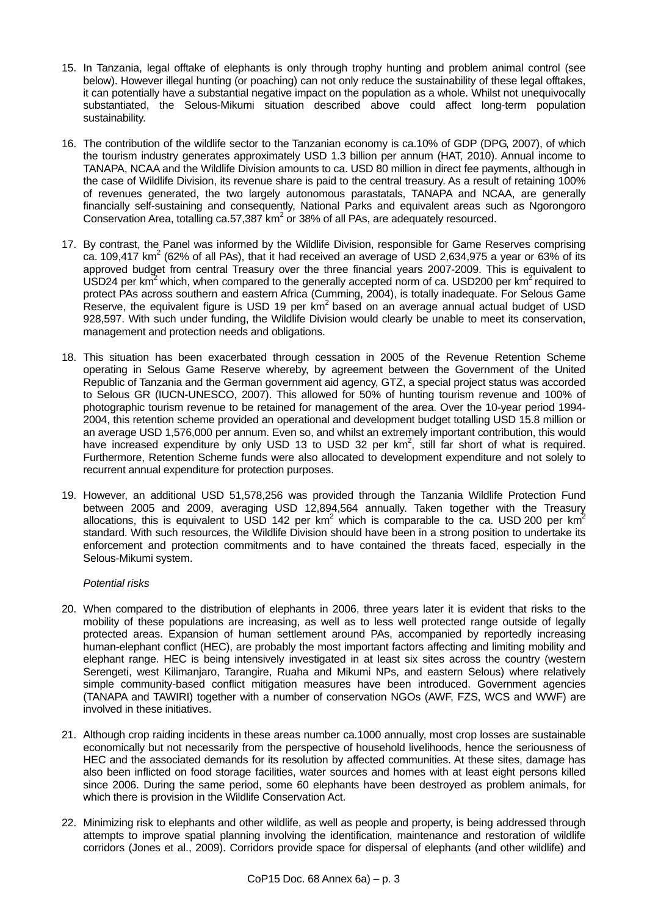15. In Tanzania, legal offtake of elephants is only through trophy hunting and problem animal control (see below). However illegal hunting (or poaching) can not only reduce the sustainability of these legal offtakes, it can potentially have a substantial negative impact on the population as a whole. Whilst not unequivocally substantiated, the Selous-Mikumi situation described above could affect long-term population sustainability.

16. The contribution of the wildlife sector to the Tanzanian economy is ca.10% of GDP (DPG, 2007), of which the tourism industry generates approximately USD 1.3 billion per annum (HAT, 2010). Annual income to TANAPA, NCAA and the Wildlife Division amounts to ca. USD 80 million in direct fee payments, although in the case of Wildlife Division, its revenue share is paid to the central treasury. As a result of retaining 100% of revenues generated, the two largely autonomous parastatals, TANAPA and NCAA, are generally financially self-sustaining and consequently, National Parks and equivalent areas such as Ngorongoro Conservation Area, totalling ca.57,387 km$^2$ or 38% of all PAs, are adequately resourced.

17. By contrast, the Panel was informed by the Wildlife Division, responsible for Game Reserves comprising ca. 109,417 km$^2$ (62% of all PAs), that it had received an average of USD 2,634,975 a year or 63% of its approved budget from central Treasury over the three financial years 2007-2009. This is equivalent to USD24 per km$^2$ which, when compared to the generally accepted norm of ca. USD200 per km$^2$ required to protect PAs across southern and eastern Africa (Cumming, 2004), is totally inadequate. For Selous Game Reserve, the equivalent figure is USD 19 per km$^2$ based on an average annual actual budget of USD 928,597. With such under funding, the Wildlife Division would clearly be unable to meet its conservation, management and protection needs and obligations.

18. This situation has been exacerbated through cessation in 2005 of the Revenue Retention Scheme operating in Selous Game Reserve whereby, by agreement between the Government of the United Republic of Tanzania and the German government aid agency, GTZ, a special project status was accorded to Selous GR (IUCN-UNESCO, 2007). This allowed for 50% of hunting tourism revenue and 100% of photographic tourism revenue to be retained for management of the area. Over the 10-year period 1994-2004, this retention scheme provided an operational and development budget totalling USD 15.8 million or an average USD 1,576,000 per annum. Even so, and whilst an extremely important contribution, this would have increased expenditure by only USD 13 to USD 32 per km$^2$, still far short of what is required. Furthermore, Retention Scheme funds were also allocated to development expenditure and not solely to recurrent annual expenditure for protection purposes.

19. However, an additional USD 51,578,256 was provided through the Tanzania Wildlife Protection Fund between 2005 and 2009, averaging USD 12,894,564 annually. Taken together with the Treasury allocations, this is equivalent to USD 142 per km$^2$ which is comparable to the ca. USD 200 per km$^2$ standard. With such resources, the Wildlife Division should have been in a strong position to undertake its enforcement and protection commitments and to have contained the threats faced, especially in the Selous-Mikumi system.

*Potential risks*

20. When compared to the distribution of elephants in 2006, three years later it is evident that risks to the mobility of these populations are increasing, as well as to less well protected range outside of legally protected areas. Expansion of human settlement around PAs, accompanied by reportedly increasing human-elephant conflict (HEC), are probably the most important factors affecting and limiting mobility and elephant range. HEC is being intensively investigated in at least six sites across the country (western Serengeti, west Kilimanjaro, Tarangire, Ruaha and Mikumi NPs, and eastern Selous) where relatively simple community-based conflict mitigation measures have been introduced. Government agencies (TANAPA and TAWIRI) together with a number of conservation NGOs (AWF, FZS, WCS and WWF) are involved in these initiatives.

21. Although crop raiding incidents in these areas number ca.1000 annually, most crop losses are sustainable economically but not necessarily from the perspective of household livelihoods, hence the seriousness of HEC and the associated demands for its resolution by affected communities. At these sites, damage has also been inflicted on food storage facilities, water sources and homes with at least eight persons killed since 2006. During the same period, some 60 elephants have been destroyed as problem animals, for which there is provision in the Wildlife Conservation Act.

22. Minimizing risk to elephants and other wildlife, as well as people and property, is being addressed through attempts to improve spatial planning involving the identification, maintenance and restoration of wildlife corridors (Jones et al., 2009). Corridors provide space for dispersal of elephants (and other wildlife) and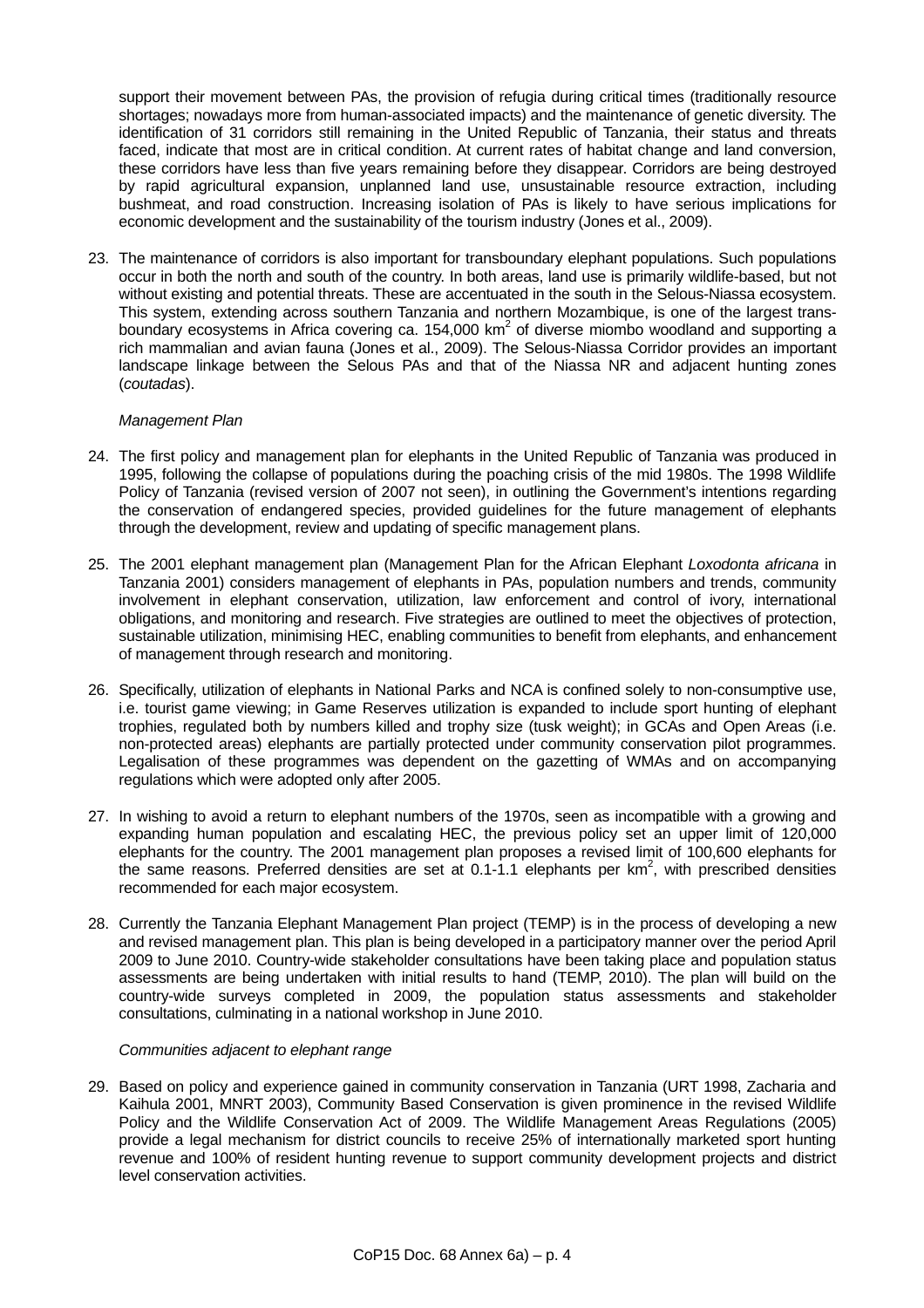support their movement between PAs, the provision of refugia during critical times (traditionally resource shortages; nowadays more from human-associated impacts) and the maintenance of genetic diversity. The identification of 31 corridors still remaining in the United Republic of Tanzania, their status and threats faced, indicate that most are in critical condition. At current rates of habitat change and land conversion, these corridors have less than five years remaining before they disappear. Corridors are being destroyed by rapid agricultural expansion, unplanned land use, unsustainable resource extraction, including bushmeat, and road construction. Increasing isolation of PAs is likely to have serious implications for economic development and the sustainability of the tourism industry (Jones et al., 2009).

23. The maintenance of corridors is also important for transboundary elephant populations. Such populations occur in both the north and south of the country. In both areas, land use is primarily wildlife-based, but not without existing and potential threats. These are accentuated in the south in the Selous-Niassa ecosystem. This system, extending across southern Tanzania and northern Mozambique, is one of the largest trans-boundary ecosystems in Africa covering ca. 154,000 $km^2$ of diverse miombo woodland and supporting a rich mammalian and avian fauna (Jones et al., 2009). The Selous-Niassa Corridor provides an important landscape linkage between the Selous PAs and that of the Niassa NR and adjacent hunting zones (*coutadas*).

*Management Plan*

24. The first policy and management plan for elephants in the United Republic of Tanzania was produced in 1995, following the collapse of populations during the poaching crisis of the mid 1980s. The 1998 Wildlife Policy of Tanzania (revised version of 2007 not seen), in outlining the Government's intentions regarding the conservation of endangered species, provided guidelines for the future management of elephants through the development, review and updating of specific management plans.

25. The 2001 elephant management plan (Management Plan for the African Elephant *Loxodonta africana* in Tanzania 2001) considers management of elephants in PAs, population numbers and trends, community involvement in elephant conservation, utilization, law enforcement and control of ivory, international obligations, and monitoring and research. Five strategies are outlined to meet the objectives of protection, sustainable utilization, minimising HEC, enabling communities to benefit from elephants, and enhancement of management through research and monitoring.

26. Specifically, utilization of elephants in National Parks and NCA is confined solely to non-consumptive use, i.e. tourist game viewing; in Game Reserves utilization is expanded to include sport hunting of elephant trophies, regulated both by numbers killed and trophy size (tusk weight); in GCAs and Open Areas (i.e. non-protected areas) elephants are partially protected under community conservation pilot programmes. Legalisation of these programmes was dependent on the gazetting of WMAs and on accompanying regulations which were adopted only after 2005.

27. In wishing to avoid a return to elephant numbers of the 1970s, seen as incompatible with a growing and expanding human population and escalating HEC, the previous policy set an upper limit of 120,000 elephants for the country. The 2001 management plan proposes a revised limit of 100,600 elephants for the same reasons. Preferred densities are set at 0.1-1.1 elephants per $km^2$, with prescribed densities recommended for each major ecosystem.

28. Currently the Tanzania Elephant Management Plan project (TEMP) is in the process of developing a new and revised management plan. This plan is being developed in a participatory manner over the period April 2009 to June 2010. Country-wide stakeholder consultations have been taking place and population status assessments are being undertaken with initial results to hand (TEMP, 2010). The plan will build on the country-wide surveys completed in 2009, the population status assessments and stakeholder consultations, culminating in a national workshop in June 2010.

*Communities adjacent to elephant range*

29. Based on policy and experience gained in community conservation in Tanzania (URT 1998, Zacharia and Kaihula 2001, MNRT 2003), Community Based Conservation is given prominence in the revised Wildlife Policy and the Wildlife Conservation Act of 2009. The Wildlife Management Areas Regulations (2005) provide a legal mechanism for district councils to receive 25% of internationally marketed sport hunting revenue and 100% of resident hunting revenue to support community development projects and district level conservation activities.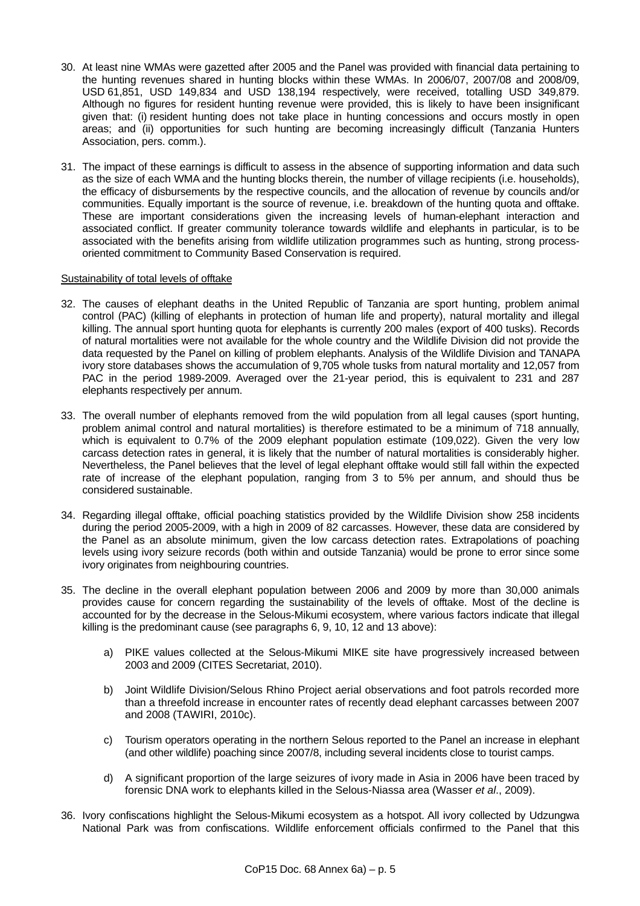30. At least nine WMAs were gazetted after 2005 and the Panel was provided with financial data pertaining to the hunting revenues shared in hunting blocks within these WMAs. In 2006/07, 2007/08 and 2008/09, USD 61,851, USD 149,834 and USD 138,194 respectively, were received, totalling USD 349,879. Although no figures for resident hunting revenue were provided, this is likely to have been insignificant given that: (i) resident hunting does not take place in hunting concessions and occurs mostly in open areas; and (ii) opportunities for such hunting are becoming increasingly difficult (Tanzania Hunters Association, pers. comm.).

31. The impact of these earnings is difficult to assess in the absence of supporting information and data such as the size of each WMA and the hunting blocks therein, the number of village recipients (i.e. households), the efficacy of disbursements by the respective councils, and the allocation of revenue by councils and/or communities. Equally important is the source of revenue, i.e. breakdown of the hunting quota and offtake. These are important considerations given the increasing levels of human-elephant interaction and associated conflict. If greater community tolerance towards wildlife and elephants in particular, is to be associated with the benefits arising from wildlife utilization programmes such as hunting, strong process-oriented commitment to Community Based Conservation is required.

Sustainability of total levels of offtake

32. The causes of elephant deaths in the United Republic of Tanzania are sport hunting, problem animal control (PAC) (killing of elephants in protection of human life and property), natural mortality and illegal killing. The annual sport hunting quota for elephants is currently 200 males (export of 400 tusks). Records of natural mortalities were not available for the whole country and the Wildlife Division did not provide the data requested by the Panel on killing of problem elephants. Analysis of the Wildlife Division and TANAPA ivory store databases shows the accumulation of 9,705 whole tusks from natural mortality and 12,057 from PAC in the period 1989-2009. Averaged over the 21-year period, this is equivalent to 231 and 287 elephants respectively per annum.

33. The overall number of elephants removed from the wild population from all legal causes (sport hunting, problem animal control and natural mortalities) is therefore estimated to be a minimum of 718 annually, which is equivalent to 0.7% of the 2009 elephant population estimate (109,022). Given the very low carcass detection rates in general, it is likely that the number of natural mortalities is considerably higher. Nevertheless, the Panel believes that the level of legal elephant offtake would still fall within the expected rate of increase of the elephant population, ranging from 3 to 5% per annum, and should thus be considered sustainable.

34. Regarding illegal offtake, official poaching statistics provided by the Wildlife Division show 258 incidents during the period 2005-2009, with a high in 2009 of 82 carcasses. However, these data are considered by the Panel as an absolute minimum, given the low carcass detection rates. Extrapolations of poaching levels using ivory seizure records (both within and outside Tanzania) would be prone to error since some ivory originates from neighbouring countries.

35. The decline in the overall elephant population between 2006 and 2009 by more than 30,000 animals provides cause for concern regarding the sustainability of the levels of offtake. Most of the decline is accounted for by the decrease in the Selous-Mikumi ecosystem, where various factors indicate that illegal killing is the predominant cause (see paragraphs 6, 9, 10, 12 and 13 above):

    a) PIKE values collected at the Selous-Mikumi MIKE site have progressively increased between 2003 and 2009 (CITES Secretariat, 2010).

    b) Joint Wildlife Division/Selous Rhino Project aerial observations and foot patrols recorded more than a threefold increase in encounter rates of recently dead elephant carcasses between 2007 and 2008 (TAWIRI, 2010c).

    c) Tourism operators operating in the northern Selous reported to the Panel an increase in elephant (and other wildlife) poaching since 2007/8, including several incidents close to tourist camps.

    d) A significant proportion of the large seizures of ivory made in Asia in 2006 have been traced by forensic DNA work to elephants killed in the Selous-Niassa area (Wasser *et al*., 2009).

36. Ivory confiscations highlight the Selous-Mikumi ecosystem as a hotspot. All ivory collected by Udzungwa National Park was from confiscations. Wildlife enforcement officials confirmed to the Panel that this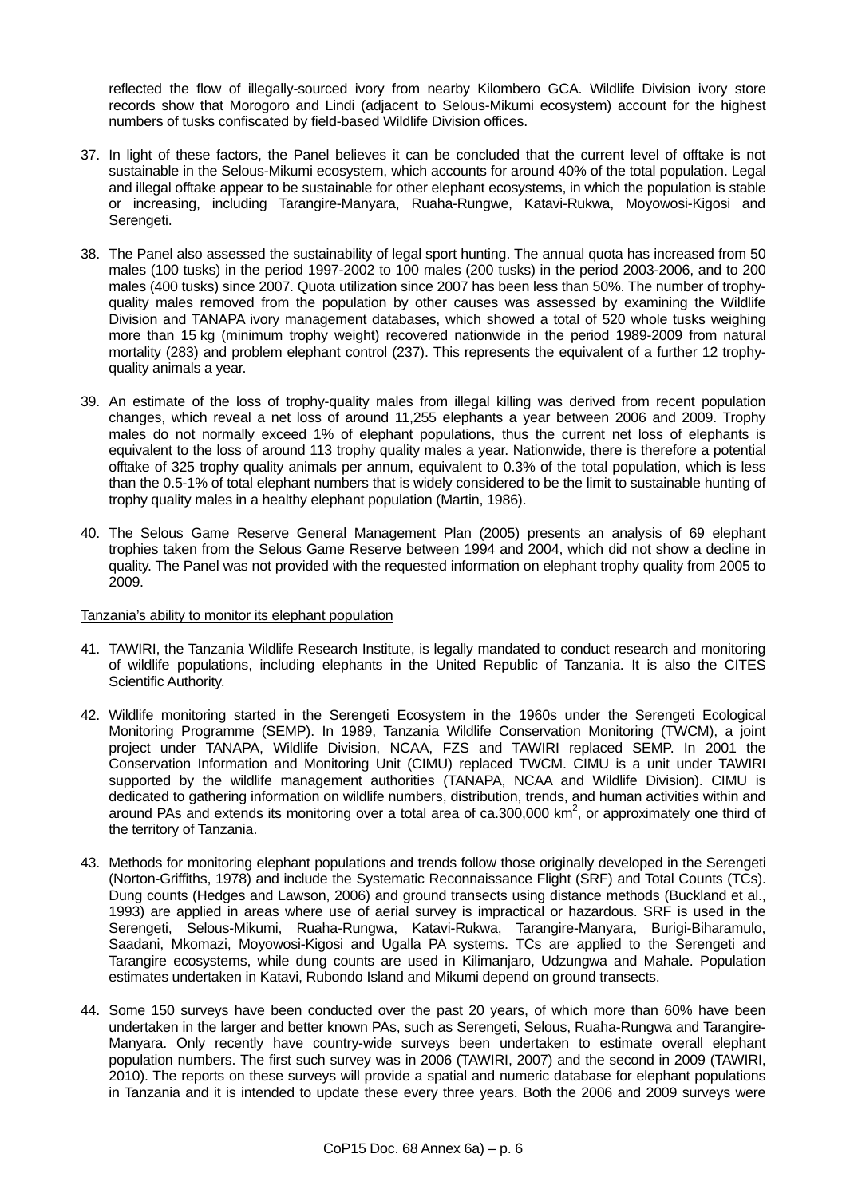reflected the flow of illegally-sourced ivory from nearby Kilombero GCA. Wildlife Division ivory store records show that Morogoro and Lindi (adjacent to Selous-Mikumi ecosystem) account for the highest numbers of tusks confiscated by field-based Wildlife Division offices.

37. In light of these factors, the Panel believes it can be concluded that the current level of offtake is not sustainable in the Selous-Mikumi ecosystem, which accounts for around 40% of the total population. Legal and illegal offtake appear to be sustainable for other elephant ecosystems, in which the population is stable or increasing, including Tarangire-Manyara, Ruaha-Rungwe, Katavi-Rukwa, Moyowosi-Kigosi and Serengeti.

38. The Panel also assessed the sustainability of legal sport hunting. The annual quota has increased from 50 males (100 tusks) in the period 1997-2002 to 100 males (200 tusks) in the period 2003-2006, and to 200 males (400 tusks) since 2007. Quota utilization since 2007 has been less than 50%. The number of trophy-quality males removed from the population by other causes was assessed by examining the Wildlife Division and TANAPA ivory management databases, which showed a total of 520 whole tusks weighing more than 15 kg (minimum trophy weight) recovered nationwide in the period 1989-2009 from natural mortality (283) and problem elephant control (237). This represents the equivalent of a further 12 trophy-quality animals a year.

39. An estimate of the loss of trophy-quality males from illegal killing was derived from recent population changes, which reveal a net loss of around 11,255 elephants a year between 2006 and 2009. Trophy males do not normally exceed 1% of elephant populations, thus the current net loss of elephants is equivalent to the loss of around 113 trophy quality males a year. Nationwide, there is therefore a potential offtake of 325 trophy quality animals per annum, equivalent to 0.3% of the total population, which is less than the 0.5-1% of total elephant numbers that is widely considered to be the limit to sustainable hunting of trophy quality males in a healthy elephant population (Martin, 1986).

40. The Selous Game Reserve General Management Plan (2005) presents an analysis of 69 elephant trophies taken from the Selous Game Reserve between 1994 and 2004, which did not show a decline in quality. The Panel was not provided with the requested information on elephant trophy quality from 2005 to 2009.

Tanzania's ability to monitor its elephant population

41. TAWIRI, the Tanzania Wildlife Research Institute, is legally mandated to conduct research and monitoring of wildlife populations, including elephants in the United Republic of Tanzania. It is also the CITES Scientific Authority.

42. Wildlife monitoring started in the Serengeti Ecosystem in the 1960s under the Serengeti Ecological Monitoring Programme (SEMP). In 1989, Tanzania Wildlife Conservation Monitoring (TWCM), a joint project under TANAPA, Wildlife Division, NCAA, FZS and TAWIRI replaced SEMP. In 2001 the Conservation Information and Monitoring Unit (CIMU) replaced TWCM. CIMU is a unit under TAWIRI supported by the wildlife management authorities (TANAPA, NCAA and Wildlife Division). CIMU is dedicated to gathering information on wildlife numbers, distribution, trends, and human activities within and around PAs and extends its monitoring over a total area of ca.300,000 km$^2$, or approximately one third of the territory of Tanzania.

43. Methods for monitoring elephant populations and trends follow those originally developed in the Serengeti (Norton-Griffiths, 1978) and include the Systematic Reconnaissance Flight (SRF) and Total Counts (TCs). Dung counts (Hedges and Lawson, 2006) and ground transects using distance methods (Buckland et al., 1993) are applied in areas where use of aerial survey is impractical or hazardous. SRF is used in the Serengeti, Selous-Mikumi, Ruaha-Rungwa, Katavi-Rukwa, Tarangire-Manyara, Burigi-Biharamulo, Saadani, Mkomazi, Moyowosi-Kigosi and Ugalla PA systems. TCs are applied to the Serengeti and Tarangire ecosystems, while dung counts are used in Kilimanjaro, Udzungwa and Mahale. Population estimates undertaken in Katavi, Rubondo Island and Mikumi depend on ground transects.

44. Some 150 surveys have been conducted over the past 20 years, of which more than 60% have been undertaken in the larger and better known PAs, such as Serengeti, Selous, Ruaha-Rungwa and Tarangire-Manyara. Only recently have country-wide surveys been undertaken to estimate overall elephant population numbers. The first such survey was in 2006 (TAWIRI, 2007) and the second in 2009 (TAWIRI, 2010). The reports on these surveys will provide a spatial and numeric database for elephant populations in Tanzania and it is intended to update these every three years. Both the 2006 and 2009 surveys were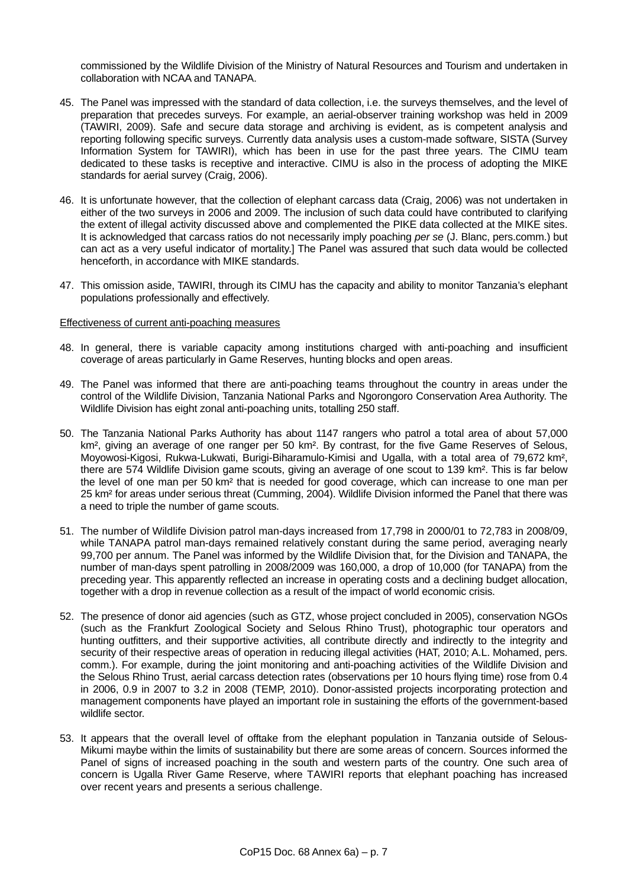commissioned by the Wildlife Division of the Ministry of Natural Resources and Tourism and undertaken in collaboration with NCAA and TANAPA.

45. The Panel was impressed with the standard of data collection, i.e. the surveys themselves, and the level of preparation that precedes surveys. For example, an aerial-observer training workshop was held in 2009 (TAWIRI, 2009). Safe and secure data storage and archiving is evident, as is competent analysis and reporting following specific surveys. Currently data analysis uses a custom-made software, SISTA (Survey Information System for TAWIRI), which has been in use for the past three years. The CIMU team dedicated to these tasks is receptive and interactive. CIMU is also in the process of adopting the MIKE standards for aerial survey (Craig, 2006).

46. It is unfortunate however, that the collection of elephant carcass data (Craig, 2006) was not undertaken in either of the two surveys in 2006 and 2009. The inclusion of such data could have contributed to clarifying the extent of illegal activity discussed above and complemented the PIKE data collected at the MIKE sites. It is acknowledged that carcass ratios do not necessarily imply poaching *per se* (J. Blanc, pers.comm.) but can act as a very useful indicator of mortality.] The Panel was assured that such data would be collected henceforth, in accordance with MIKE standards.

47. This omission aside, TAWIRI, through its CIMU has the capacity and ability to monitor Tanzania's elephant populations professionally and effectively.

Effectiveness of current anti-poaching measures

48. In general, there is variable capacity among institutions charged with anti-poaching and insufficient coverage of areas particularly in Game Reserves, hunting blocks and open areas.

49. The Panel was informed that there are anti-poaching teams throughout the country in areas under the control of the Wildlife Division, Tanzania National Parks and Ngorongoro Conservation Area Authority. The Wildlife Division has eight zonal anti-poaching units, totalling 250 staff.

50. The Tanzania National Parks Authority has about 1147 rangers who patrol a total area of about 57,000 km², giving an average of one ranger per 50 km². By contrast, for the five Game Reserves of Selous, Moyowosi-Kigosi, Rukwa-Lukwati, Burigi-Biharamulo-Kimisi and Ugalla, with a total area of 79,672 km², there are 574 Wildlife Division game scouts, giving an average of one scout to 139 km². This is far below the level of one man per 50 km² that is needed for good coverage, which can increase to one man per 25 km² for areas under serious threat (Cumming, 2004). Wildlife Division informed the Panel that there was a need to triple the number of game scouts.

51. The number of Wildlife Division patrol man-days increased from 17,798 in 2000/01 to 72,783 in 2008/09, while TANAPA patrol man-days remained relatively constant during the same period, averaging nearly 99,700 per annum. The Panel was informed by the Wildlife Division that, for the Division and TANAPA, the number of man-days spent patrolling in 2008/2009 was 160,000, a drop of 10,000 (for TANAPA) from the preceding year. This apparently reflected an increase in operating costs and a declining budget allocation, together with a drop in revenue collection as a result of the impact of world economic crisis.

52. The presence of donor aid agencies (such as GTZ, whose project concluded in 2005), conservation NGOs (such as the Frankfurt Zoological Society and Selous Rhino Trust), photographic tour operators and hunting outfitters, and their supportive activities, all contribute directly and indirectly to the integrity and security of their respective areas of operation in reducing illegal activities (HAT, 2010; A.L. Mohamed, pers. comm.). For example, during the joint monitoring and anti-poaching activities of the Wildlife Division and the Selous Rhino Trust, aerial carcass detection rates (observations per 10 hours flying time) rose from 0.4 in 2006, 0.9 in 2007 to 3.2 in 2008 (TEMP, 2010). Donor-assisted projects incorporating protection and management components have played an important role in sustaining the efforts of the government-based wildlife sector.

53. It appears that the overall level of offtake from the elephant population in Tanzania outside of Selous-Mikumi maybe within the limits of sustainability but there are some areas of concern. Sources informed the Panel of signs of increased poaching in the south and western parts of the country. One such area of concern is Ugalla River Game Reserve, where TAWIRI reports that elephant poaching has increased over recent years and presents a serious challenge.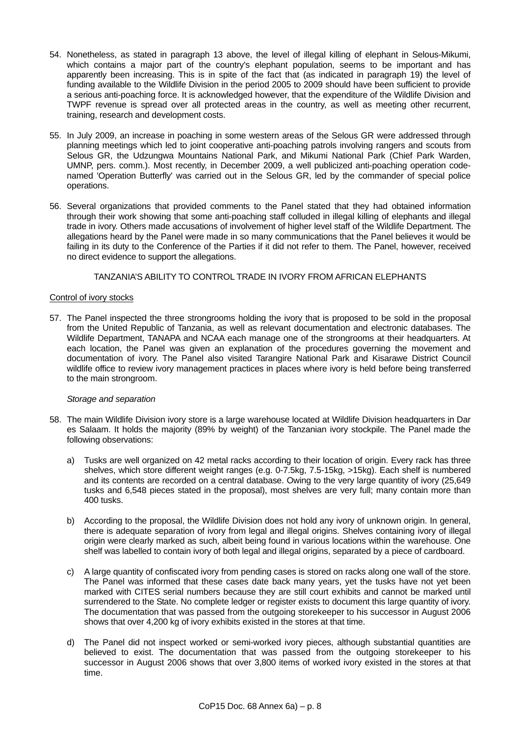54. Nonetheless, as stated in paragraph 13 above, the level of illegal killing of elephant in Selous-Mikumi, which contains a major part of the country's elephant population, seems to be important and has apparently been increasing. This is in spite of the fact that (as indicated in paragraph 19) the level of funding available to the Wildlife Division in the period 2005 to 2009 should have been sufficient to provide a serious anti-poaching force. It is acknowledged however, that the expenditure of the Wildlife Division and TWPF revenue is spread over all protected areas in the country, as well as meeting other recurrent, training, research and development costs.

55. In July 2009, an increase in poaching in some western areas of the Selous GR were addressed through planning meetings which led to joint cooperative anti-poaching patrols involving rangers and scouts from Selous GR, the Udzungwa Mountains National Park, and Mikumi National Park (Chief Park Warden, UMNP, pers. comm.). Most recently, in December 2009, a well publicized anti-poaching operation code-named 'Operation Butterfly' was carried out in the Selous GR, led by the commander of special police operations.

56. Several organizations that provided comments to the Panel stated that they had obtained information through their work showing that some anti-poaching staff colluded in illegal killing of elephants and illegal trade in ivory. Others made accusations of involvement of higher level staff of the Wildlife Department. The allegations heard by the Panel were made in so many communications that the Panel believes it would be failing in its duty to the Conference of the Parties if it did not refer to them. The Panel, however, received no direct evidence to support the allegations.

## TANZANIA'S ABILITY TO CONTROL TRADE IN IVORY FROM AFRICAN ELEPHANTS

### Control of ivory stocks

57. The Panel inspected the three strongrooms holding the ivory that is proposed to be sold in the proposal from the United Republic of Tanzania, as well as relevant documentation and electronic databases. The Wildlife Department, TANAPA and NCAA each manage one of the strongrooms at their headquarters. At each location, the Panel was given an explanation of the procedures governing the movement and documentation of ivory. The Panel also visited Tarangire National Park and Kisarawe District Council wildlife office to review ivory management practices in places where ivory is held before being transferred to the main strongroom.

*Storage and separation*

58. The main Wildlife Division ivory store is a large warehouse located at Wildlife Division headquarters in Dar es Salaam. It holds the majority (89% by weight) of the Tanzanian ivory stockpile. The Panel made the following observations:

    a) Tusks are well organized on 42 metal racks according to their location of origin. Every rack has three shelves, which store different weight ranges (e.g. 0-7.5kg, 7.5-15kg, >15kg). Each shelf is numbered and its contents are recorded on a central database. Owing to the very large quantity of ivory (25,649 tusks and 6,548 pieces stated in the proposal), most shelves are very full; many contain more than 400 tusks.

    b) According to the proposal, the Wildlife Division does not hold any ivory of unknown origin. In general, there is adequate separation of ivory from legal and illegal origins. Shelves containing ivory of illegal origin were clearly marked as such, albeit being found in various locations within the warehouse. One shelf was labelled to contain ivory of both legal and illegal origins, separated by a piece of cardboard.

    c) A large quantity of confiscated ivory from pending cases is stored on racks along one wall of the store. The Panel was informed that these cases date back many years, yet the tusks have not yet been marked with CITES serial numbers because they are still court exhibits and cannot be marked until surrendered to the State. No complete ledger or register exists to document this large quantity of ivory. The documentation that was passed from the outgoing storekeeper to his successor in August 2006 shows that over 4,200 kg of ivory exhibits existed in the stores at that time.

    d) The Panel did not inspect worked or semi-worked ivory pieces, although substantial quantities are believed to exist. The documentation that was passed from the outgoing storekeeper to his successor in August 2006 shows that over 3,800 items of worked ivory existed in the stores at that time.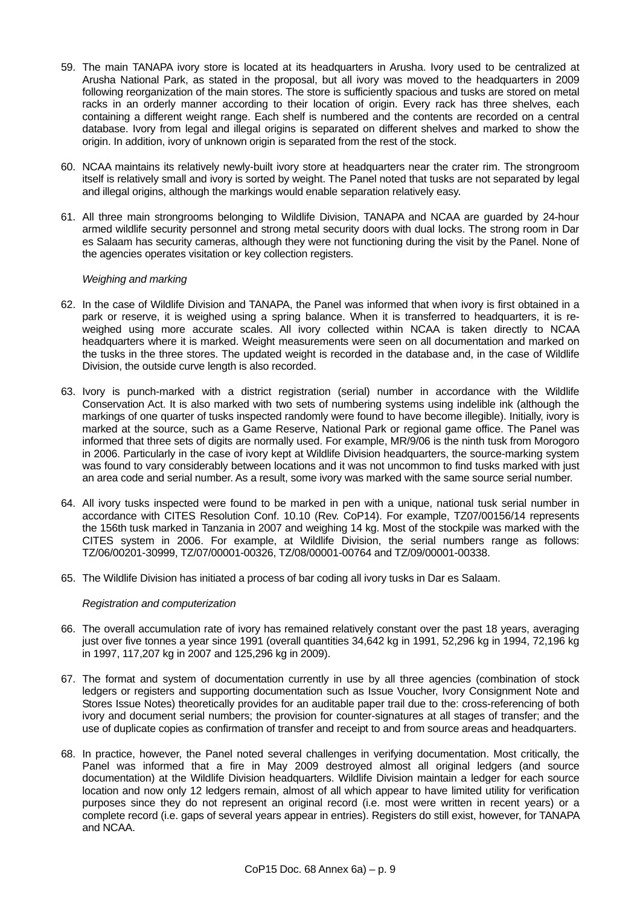59. The main TANAPA ivory store is located at its headquarters in Arusha. Ivory used to be centralized at Arusha National Park, as stated in the proposal, but all ivory was moved to the headquarters in 2009 following reorganization of the main stores. The store is sufficiently spacious and tusks are stored on metal racks in an orderly manner according to their location of origin. Every rack has three shelves, each containing a different weight range. Each shelf is numbered and the contents are recorded on a central database. Ivory from legal and illegal origins is separated on different shelves and marked to show the origin. In addition, ivory of unknown origin is separated from the rest of the stock.

60. NCAA maintains its relatively newly-built ivory store at headquarters near the crater rim. The strongroom itself is relatively small and ivory is sorted by weight. The Panel noted that tusks are not separated by legal and illegal origins, although the markings would enable separation relatively easy.

61. All three main strongrooms belonging to Wildlife Division, TANAPA and NCAA are guarded by 24-hour armed wildlife security personnel and strong metal security doors with dual locks. The strong room in Dar es Salaam has security cameras, although they were not functioning during the visit by the Panel. None of the agencies operates visitation or key collection registers.

*Weighing and marking*

62. In the case of Wildlife Division and TANAPA, the Panel was informed that when ivory is first obtained in a park or reserve, it is weighed using a spring balance. When it is transferred to headquarters, it is re-weighed using more accurate scales. All ivory collected within NCAA is taken directly to NCAA headquarters where it is marked. Weight measurements were seen on all documentation and marked on the tusks in the three stores. The updated weight is recorded in the database and, in the case of Wildlife Division, the outside curve length is also recorded.

63. Ivory is punch-marked with a district registration (serial) number in accordance with the Wildlife Conservation Act. It is also marked with two sets of numbering systems using indelible ink (although the markings of one quarter of tusks inspected randomly were found to have become illegible). Initially, ivory is marked at the source, such as a Game Reserve, National Park or regional game office. The Panel was informed that three sets of digits are normally used. For example, MR/9/06 is the ninth tusk from Morogoro in 2006. Particularly in the case of ivory kept at Wildlife Division headquarters, the source-marking system was found to vary considerably between locations and it was not uncommon to find tusks marked with just an area code and serial number. As a result, some ivory was marked with the same source serial number.

64. All ivory tusks inspected were found to be marked in pen with a unique, national tusk serial number in accordance with CITES Resolution Conf. 10.10 (Rev. CoP14). For example, TZ07/00156/14 represents the 156th tusk marked in Tanzania in 2007 and weighing 14 kg. Most of the stockpile was marked with the CITES system in 2006. For example, at Wildlife Division, the serial numbers range as follows: TZ/06/00201-30999, TZ/07/00001-00326, TZ/08/00001-00764 and TZ/09/00001-00338.

65. The Wildlife Division has initiated a process of bar coding all ivory tusks in Dar es Salaam.

*Registration and computerization*

66. The overall accumulation rate of ivory has remained relatively constant over the past 18 years, averaging just over five tonnes a year since 1991 (overall quantities 34,642 kg in 1991, 52,296 kg in 1994, 72,196 kg in 1997, 117,207 kg in 2007 and 125,296 kg in 2009).

67. The format and system of documentation currently in use by all three agencies (combination of stock ledgers or registers and supporting documentation such as Issue Voucher, Ivory Consignment Note and Stores Issue Notes) theoretically provides for an auditable paper trail due to the: cross-referencing of both ivory and document serial numbers; the provision for counter-signatures at all stages of transfer; and the use of duplicate copies as confirmation of transfer and receipt to and from source areas and headquarters.

68. In practice, however, the Panel noted several challenges in verifying documentation. Most critically, the Panel was informed that a fire in May 2009 destroyed almost all original ledgers (and source documentation) at the Wildlife Division headquarters. Wildlife Division maintain a ledger for each source location and now only 12 ledgers remain, almost of all which appear to have limited utility for verification purposes since they do not represent an original record (i.e. most were written in recent years) or a complete record (i.e. gaps of several years appear in entries). Registers do still exist, however, for TANAPA and NCAA.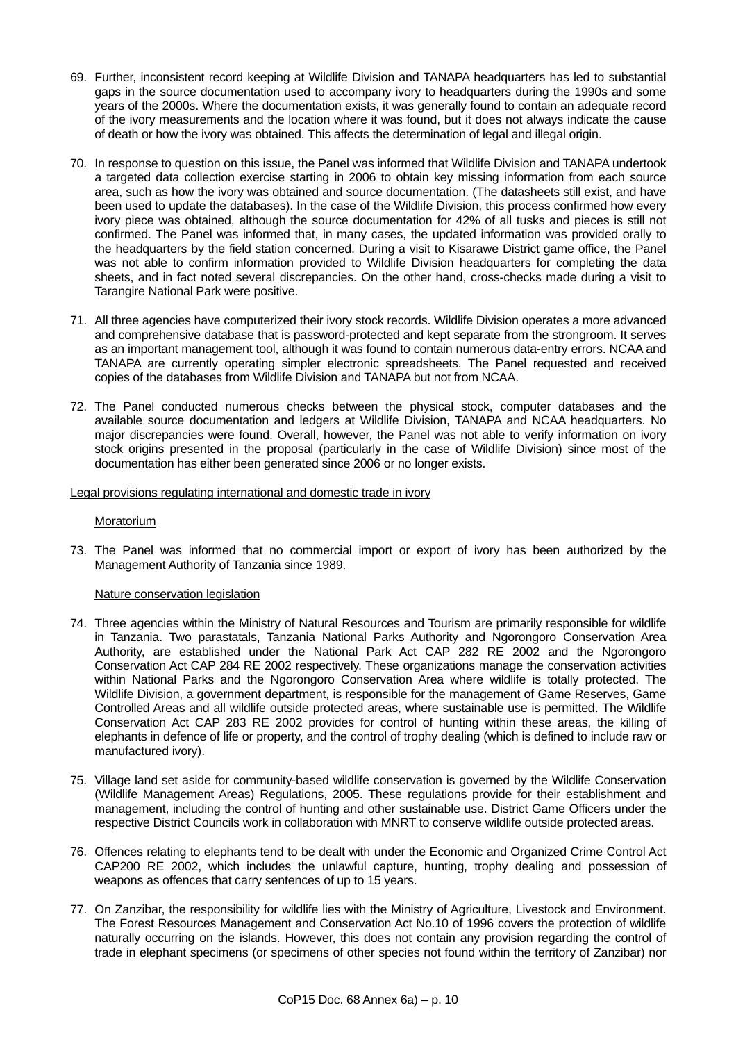69. Further, inconsistent record keeping at Wildlife Division and TANAPA headquarters has led to substantial gaps in the source documentation used to accompany ivory to headquarters during the 1990s and some years of the 2000s. Where the documentation exists, it was generally found to contain an adequate record of the ivory measurements and the location where it was found, but it does not always indicate the cause of death or how the ivory was obtained. This affects the determination of legal and illegal origin.

70. In response to question on this issue, the Panel was informed that Wildlife Division and TANAPA undertook a targeted data collection exercise starting in 2006 to obtain key missing information from each source area, such as how the ivory was obtained and source documentation. (The datasheets still exist, and have been used to update the databases). In the case of the Wildlife Division, this process confirmed how every ivory piece was obtained, although the source documentation for 42% of all tusks and pieces is still not confirmed. The Panel was informed that, in many cases, the updated information was provided orally to the headquarters by the field station concerned. During a visit to Kisarawe District game office, the Panel was not able to confirm information provided to Wildlife Division headquarters for completing the data sheets, and in fact noted several discrepancies. On the other hand, cross-checks made during a visit to Tarangire National Park were positive.

71. All three agencies have computerized their ivory stock records. Wildlife Division operates a more advanced and comprehensive database that is password-protected and kept separate from the strongroom. It serves as an important management tool, although it was found to contain numerous data-entry errors. NCAA and TANAPA are currently operating simpler electronic spreadsheets. The Panel requested and received copies of the databases from Wildlife Division and TANAPA but not from NCAA.

72. The Panel conducted numerous checks between the physical stock, computer databases and the available source documentation and ledgers at Wildlife Division, TANAPA and NCAA headquarters. No major discrepancies were found. Overall, however, the Panel was not able to verify information on ivory stock origins presented in the proposal (particularly in the case of Wildlife Division) since most of the documentation has either been generated since 2006 or no longer exists.

Legal provisions regulating international and domestic trade in ivory

Moratorium

73. The Panel was informed that no commercial import or export of ivory has been authorized by the Management Authority of Tanzania since 1989.

Nature conservation legislation

74. Three agencies within the Ministry of Natural Resources and Tourism are primarily responsible for wildlife in Tanzania. Two parastatals, Tanzania National Parks Authority and Ngorongoro Conservation Area Authority, are established under the National Park Act CAP 282 RE 2002 and the Ngorongoro Conservation Act CAP 284 RE 2002 respectively. These organizations manage the conservation activities within National Parks and the Ngorongoro Conservation Area where wildlife is totally protected. The Wildlife Division, a government department, is responsible for the management of Game Reserves, Game Controlled Areas and all wildlife outside protected areas, where sustainable use is permitted. The Wildlife Conservation Act CAP 283 RE 2002 provides for control of hunting within these areas, the killing of elephants in defence of life or property, and the control of trophy dealing (which is defined to include raw or manufactured ivory).

75. Village land set aside for community-based wildlife conservation is governed by the Wildlife Conservation (Wildlife Management Areas) Regulations, 2005. These regulations provide for their establishment and management, including the control of hunting and other sustainable use. District Game Officers under the respective District Councils work in collaboration with MNRT to conserve wildlife outside protected areas.

76. Offences relating to elephants tend to be dealt with under the Economic and Organized Crime Control Act CAP200 RE 2002, which includes the unlawful capture, hunting, trophy dealing and possession of weapons as offences that carry sentences of up to 15 years.

77. On Zanzibar, the responsibility for wildlife lies with the Ministry of Agriculture, Livestock and Environment. The Forest Resources Management and Conservation Act No.10 of 1996 covers the protection of wildlife naturally occurring on the islands. However, this does not contain any provision regarding the control of trade in elephant specimens (or specimens of other species not found within the territory of Zanzibar) nor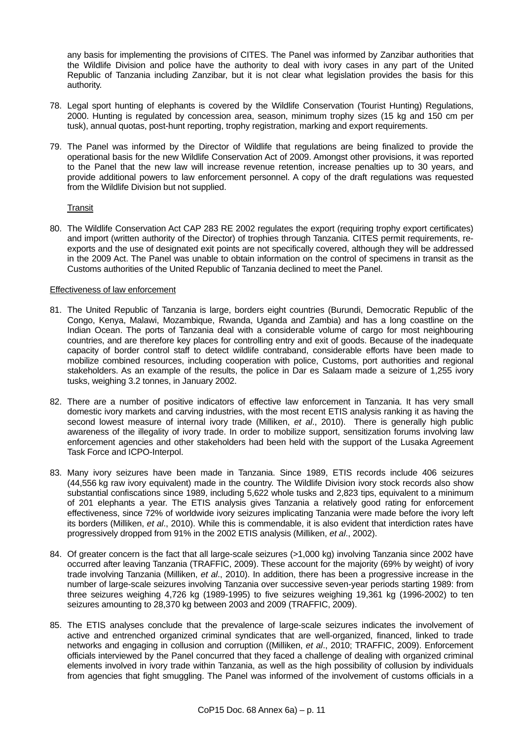any basis for implementing the provisions of CITES. The Panel was informed by Zanzibar authorities that the Wildlife Division and police have the authority to deal with ivory cases in any part of the United Republic of Tanzania including Zanzibar, but it is not clear what legislation provides the basis for this authority.

78. Legal sport hunting of elephants is covered by the Wildlife Conservation (Tourist Hunting) Regulations, 2000. Hunting is regulated by concession area, season, minimum trophy sizes (15 kg and 150 cm per tusk), annual quotas, post-hunt reporting, trophy registration, marking and export requirements.

79. The Panel was informed by the Director of Wildlife that regulations are being finalized to provide the operational basis for the new Wildlife Conservation Act of 2009. Amongst other provisions, it was reported to the Panel that the new law will increase revenue retention, increase penalties up to 30 years, and provide additional powers to law enforcement personnel. A copy of the draft regulations was requested from the Wildlife Division but not supplied.

<u>Transit</u>

80. The Wildlife Conservation Act CAP 283 RE 2002 regulates the export (requiring trophy export certificates) and import (written authority of the Director) of trophies through Tanzania. CITES permit requirements, re-exports and the use of designated exit points are not specifically covered, although they will be addressed in the 2009 Act. The Panel was unable to obtain information on the control of specimens in transit as the Customs authorities of the United Republic of Tanzania declined to meet the Panel.

<u>Effectiveness of law enforcement</u>

81. The United Republic of Tanzania is large, borders eight countries (Burundi, Democratic Republic of the Congo, Kenya, Malawi, Mozambique, Rwanda, Uganda and Zambia) and has a long coastline on the Indian Ocean. The ports of Tanzania deal with a considerable volume of cargo for most neighbouring countries, and are therefore key places for controlling entry and exit of goods. Because of the inadequate capacity of border control staff to detect wildlife contraband, considerable efforts have been made to mobilize combined resources, including cooperation with police, Customs, port authorities and regional stakeholders. As an example of the results, the police in Dar es Salaam made a seizure of 1,255 ivory tusks, weighing 3.2 tonnes, in January 2002.

82. There are a number of positive indicators of effective law enforcement in Tanzania. It has very small domestic ivory markets and carving industries, with the most recent ETIS analysis ranking it as having the second lowest measure of internal ivory trade (Milliken, *et al*., 2010). There is generally high public awareness of the illegality of ivory trade. In order to mobilize support, sensitization forums involving law enforcement agencies and other stakeholders had been held with the support of the Lusaka Agreement Task Force and ICPO-Interpol.

83. Many ivory seizures have been made in Tanzania. Since 1989, ETIS records include 406 seizures (44,556 kg raw ivory equivalent) made in the country. The Wildlife Division ivory stock records also show substantial confiscations since 1989, including 5,622 whole tusks and 2,823 tips, equivalent to a minimum of 201 elephants a year. The ETIS analysis gives Tanzania a relatively good rating for enforcement effectiveness, since 72% of worldwide ivory seizures implicating Tanzania were made before the ivory left its borders (Milliken, *et al*., 2010). While this is commendable, it is also evident that interdiction rates have progressively dropped from 91% in the 2002 ETIS analysis (Milliken, *et al*., 2002).

84. Of greater concern is the fact that all large-scale seizures (>1,000 kg) involving Tanzania since 2002 have occurred after leaving Tanzania (TRAFFIC, 2009). These account for the majority (69% by weight) of ivory trade involving Tanzania (Milliken, *et al*., 2010). In addition, there has been a progressive increase in the number of large-scale seizures involving Tanzania over successive seven-year periods starting 1989: from three seizures weighing 4,726 kg (1989-1995) to five seizures weighing 19,361 kg (1996-2002) to ten seizures amounting to 28,370 kg between 2003 and 2009 (TRAFFIC, 2009).

85. The ETIS analyses conclude that the prevalence of large-scale seizures indicates the involvement of active and entrenched organized criminal syndicates that are well-organized, financed, linked to trade networks and engaging in collusion and corruption ((Milliken, *et al*., 2010; TRAFFIC, 2009). Enforcement officials interviewed by the Panel concurred that they faced a challenge of dealing with organized criminal elements involved in ivory trade within Tanzania, as well as the high possibility of collusion by individuals from agencies that fight smuggling. The Panel was informed of the involvement of customs officials in a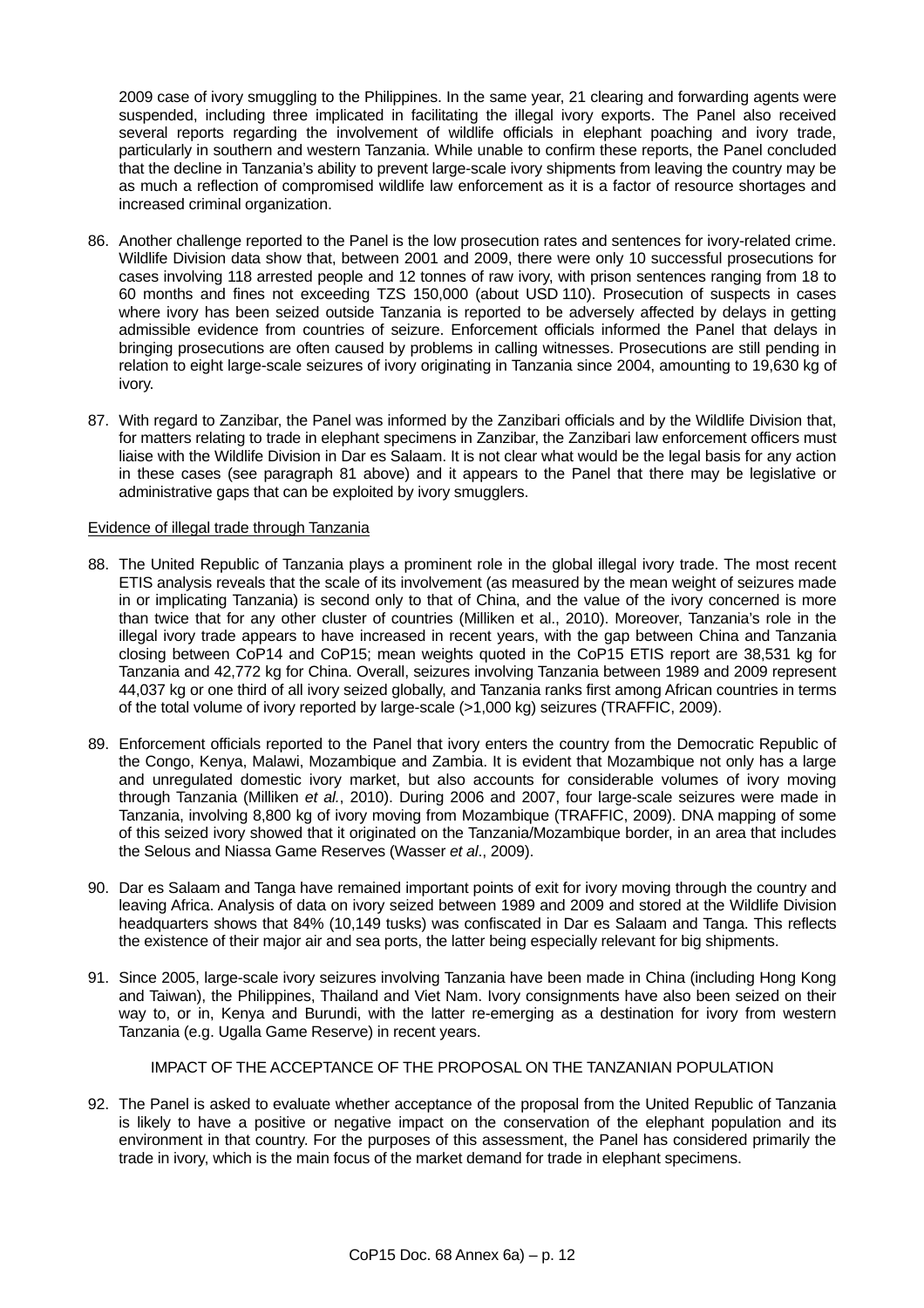2009 case of ivory smuggling to the Philippines. In the same year, 21 clearing and forwarding agents were suspended, including three implicated in facilitating the illegal ivory exports. The Panel also received several reports regarding the involvement of wildlife officials in elephant poaching and ivory trade, particularly in southern and western Tanzania. While unable to confirm these reports, the Panel concluded that the decline in Tanzania's ability to prevent large-scale ivory shipments from leaving the country may be as much a reflection of compromised wildlife law enforcement as it is a factor of resource shortages and increased criminal organization.

86. Another challenge reported to the Panel is the low prosecution rates and sentences for ivory-related crime. Wildlife Division data show that, between 2001 and 2009, there were only 10 successful prosecutions for cases involving 118 arrested people and 12 tonnes of raw ivory, with prison sentences ranging from 18 to 60 months and fines not exceeding TZS 150,000 (about USD 110). Prosecution of suspects in cases where ivory has been seized outside Tanzania is reported to be adversely affected by delays in getting admissible evidence from countries of seizure. Enforcement officials informed the Panel that delays in bringing prosecutions are often caused by problems in calling witnesses. Prosecutions are still pending in relation to eight large-scale seizures of ivory originating in Tanzania since 2004, amounting to 19,630 kg of ivory.

87. With regard to Zanzibar, the Panel was informed by the Zanzibari officials and by the Wildlife Division that, for matters relating to trade in elephant specimens in Zanzibar, the Zanzibari law enforcement officers must liaise with the Wildlife Division in Dar es Salaam. It is not clear what would be the legal basis for any action in these cases (see paragraph 81 above) and it appears to the Panel that there may be legislative or administrative gaps that can be exploited by ivory smugglers.

<u>Evidence of illegal trade through Tanzania</u>

88. The United Republic of Tanzania plays a prominent role in the global illegal ivory trade. The most recent ETIS analysis reveals that the scale of its involvement (as measured by the mean weight of seizures made in or implicating Tanzania) is second only to that of China, and the value of the ivory concerned is more than twice that for any other cluster of countries (Milliken et al., 2010). Moreover, Tanzania's role in the illegal ivory trade appears to have increased in recent years, with the gap between China and Tanzania closing between CoP14 and CoP15; mean weights quoted in the CoP15 ETIS report are 38,531 kg for Tanzania and 42,772 kg for China. Overall, seizures involving Tanzania between 1989 and 2009 represent 44,037 kg or one third of all ivory seized globally, and Tanzania ranks first among African countries in terms of the total volume of ivory reported by large-scale (>1,000 kg) seizures (TRAFFIC, 2009).

89. Enforcement officials reported to the Panel that ivory enters the country from the Democratic Republic of the Congo, Kenya, Malawi, Mozambique and Zambia. It is evident that Mozambique not only has a large and unregulated domestic ivory market, but also accounts for considerable volumes of ivory moving through Tanzania (Milliken *et al.*, 2010). During 2006 and 2007, four large-scale seizures were made in Tanzania, involving 8,800 kg of ivory moving from Mozambique (TRAFFIC, 2009). DNA mapping of some of this seized ivory showed that it originated on the Tanzania/Mozambique border, in an area that includes the Selous and Niassa Game Reserves (Wasser *et al*., 2009).

90. Dar es Salaam and Tanga have remained important points of exit for ivory moving through the country and leaving Africa. Analysis of data on ivory seized between 1989 and 2009 and stored at the Wildlife Division headquarters shows that 84% (10,149 tusks) was confiscated in Dar es Salaam and Tanga. This reflects the existence of their major air and sea ports, the latter being especially relevant for big shipments.

91. Since 2005, large-scale ivory seizures involving Tanzania have been made in China (including Hong Kong and Taiwan), the Philippines, Thailand and Viet Nam. Ivory consignments have also been seized on their way to, or in, Kenya and Burundi, with the latter re-emerging as a destination for ivory from western Tanzania (e.g. Ugalla Game Reserve) in recent years.

## IMPACT OF THE ACCEPTANCE OF THE PROPOSAL ON THE TANZANIAN POPULATION

92. The Panel is asked to evaluate whether acceptance of the proposal from the United Republic of Tanzania is likely to have a positive or negative impact on the conservation of the elephant population and its environment in that country. For the purposes of this assessment, the Panel has considered primarily the trade in ivory, which is the main focus of the market demand for trade in elephant specimens.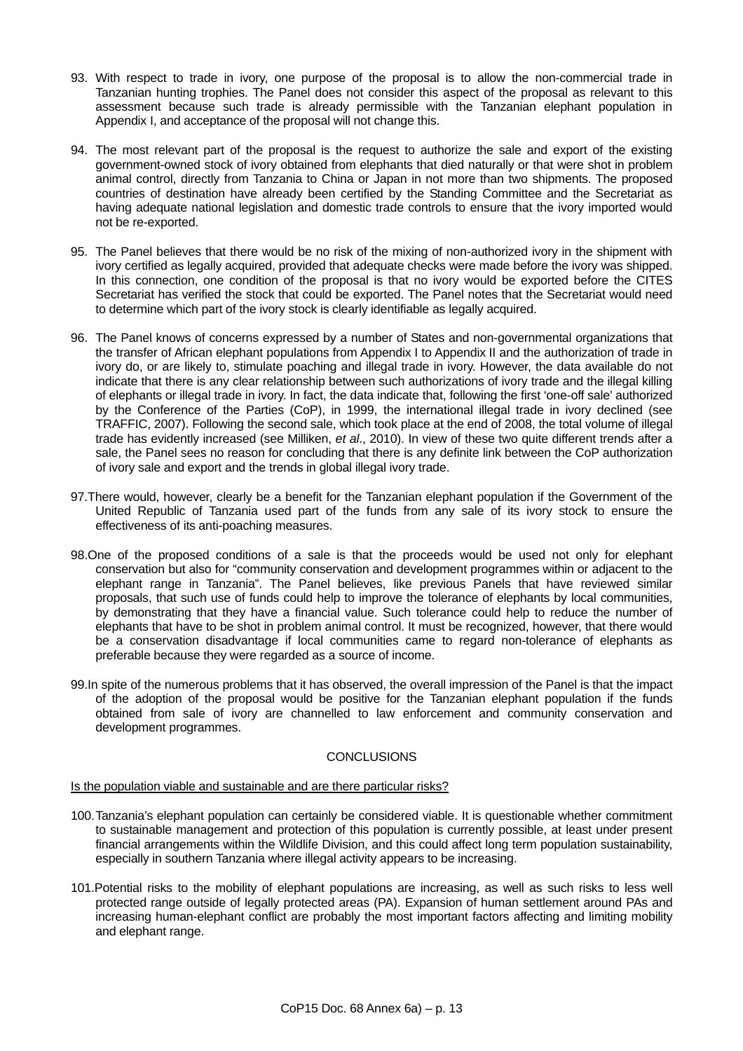93. With respect to trade in ivory, one purpose of the proposal is to allow the non-commercial trade in Tanzanian hunting trophies. The Panel does not consider this aspect of the proposal as relevant to this assessment because such trade is already permissible with the Tanzanian elephant population in Appendix I, and acceptance of the proposal will not change this.

94. The most relevant part of the proposal is the request to authorize the sale and export of the existing government-owned stock of ivory obtained from elephants that died naturally or that were shot in problem animal control, directly from Tanzania to China or Japan in not more than two shipments. The proposed countries of destination have already been certified by the Standing Committee and the Secretariat as having adequate national legislation and domestic trade controls to ensure that the ivory imported would not be re-exported.

95. The Panel believes that there would be no risk of the mixing of non-authorized ivory in the shipment with ivory certified as legally acquired, provided that adequate checks were made before the ivory was shipped. In this connection, one condition of the proposal is that no ivory would be exported before the CITES Secretariat has verified the stock that could be exported. The Panel notes that the Secretariat would need to determine which part of the ivory stock is clearly identifiable as legally acquired.

96. The Panel knows of concerns expressed by a number of States and non-governmental organizations that the transfer of African elephant populations from Appendix I to Appendix II and the authorization of trade in ivory do, or are likely to, stimulate poaching and illegal trade in ivory. However, the data available do not indicate that there is any clear relationship between such authorizations of ivory trade and the illegal killing of elephants or illegal trade in ivory. In fact, the data indicate that, following the first 'one-off sale' authorized by the Conference of the Parties (CoP), in 1999, the international illegal trade in ivory declined (see TRAFFIC, 2007). Following the second sale, which took place at the end of 2008, the total volume of illegal trade has evidently increased (see Milliken, *et al*., 2010). In view of these two quite different trends after a sale, the Panel sees no reason for concluding that there is any definite link between the CoP authorization of ivory sale and export and the trends in global illegal ivory trade.

97. There would, however, clearly be a benefit for the Tanzanian elephant population if the Government of the United Republic of Tanzania used part of the funds from any sale of its ivory stock to ensure the effectiveness of its anti-poaching measures.

98. One of the proposed conditions of a sale is that the proceeds would be used not only for elephant conservation but also for "community conservation and development programmes within or adjacent to the elephant range in Tanzania". The Panel believes, like previous Panels that have reviewed similar proposals, that such use of funds could help to improve the tolerance of elephants by local communities, by demonstrating that they have a financial value. Such tolerance could help to reduce the number of elephants that have to be shot in problem animal control. It must be recognized, however, that there would be a conservation disadvantage if local communities came to regard non-tolerance of elephants as preferable because they were regarded as a source of income.

99. In spite of the numerous problems that it has observed, the overall impression of the Panel is that the impact of the adoption of the proposal would be positive for the Tanzanian elephant population if the funds obtained from sale of ivory are channelled to law enforcement and community conservation and development programmes.

## CONCLUSIONS

<u>Is the population viable and sustainable and are there particular risks?</u>

100. Tanzania's elephant population can certainly be considered viable. It is questionable whether commitment to sustainable management and protection of this population is currently possible, at least under present financial arrangements within the Wildlife Division, and this could affect long term population sustainability, especially in southern Tanzania where illegal activity appears to be increasing.

101. Potential risks to the mobility of elephant populations are increasing, as well as such risks to less well protected range outside of legally protected areas (PA). Expansion of human settlement around PAs and increasing human-elephant conflict are probably the most important factors affecting and limiting mobility and elephant range.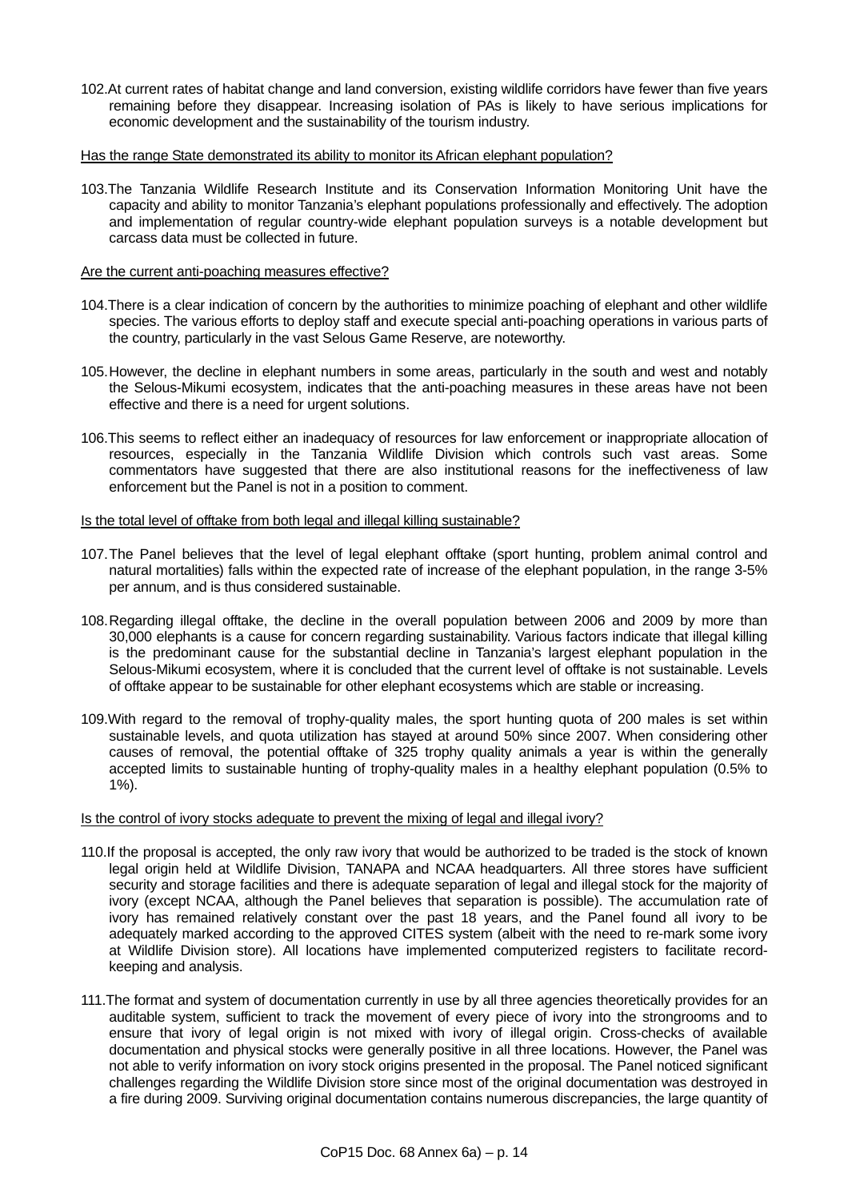102. At current rates of habitat change and land conversion, existing wildlife corridors have fewer than five years remaining before they disappear. Increasing isolation of PAs is likely to have serious implications for economic development and the sustainability of the tourism industry.

Has the range State demonstrated its ability to monitor its African elephant population?

103. The Tanzania Wildlife Research Institute and its Conservation Information Monitoring Unit have the capacity and ability to monitor Tanzania's elephant populations professionally and effectively. The adoption and implementation of regular country-wide elephant population surveys is a notable development but carcass data must be collected in future.

Are the current anti-poaching measures effective?

104. There is a clear indication of concern by the authorities to minimize poaching of elephant and other wildlife species. The various efforts to deploy staff and execute special anti-poaching operations in various parts of the country, particularly in the vast Selous Game Reserve, are noteworthy.

105. However, the decline in elephant numbers in some areas, particularly in the south and west and notably the Selous-Mikumi ecosystem, indicates that the anti-poaching measures in these areas have not been effective and there is a need for urgent solutions.

106. This seems to reflect either an inadequacy of resources for law enforcement or inappropriate allocation of resources, especially in the Tanzania Wildlife Division which controls such vast areas. Some commentators have suggested that there are also institutional reasons for the ineffectiveness of law enforcement but the Panel is not in a position to comment.

Is the total level of offtake from both legal and illegal killing sustainable?

107. The Panel believes that the level of legal elephant offtake (sport hunting, problem animal control and natural mortalities) falls within the expected rate of increase of the elephant population, in the range 3-5% per annum, and is thus considered sustainable.

108. Regarding illegal offtake, the decline in the overall population between 2006 and 2009 by more than 30,000 elephants is a cause for concern regarding sustainability. Various factors indicate that illegal killing is the predominant cause for the substantial decline in Tanzania's largest elephant population in the Selous-Mikumi ecosystem, where it is concluded that the current level of offtake is not sustainable. Levels of offtake appear to be sustainable for other elephant ecosystems which are stable or increasing.

109. With regard to the removal of trophy-quality males, the sport hunting quota of 200 males is set within sustainable levels, and quota utilization has stayed at around 50% since 2007. When considering other causes of removal, the potential offtake of 325 trophy quality animals a year is within the generally accepted limits to sustainable hunting of trophy-quality males in a healthy elephant population (0.5% to 1%).

Is the control of ivory stocks adequate to prevent the mixing of legal and illegal ivory?

110. If the proposal is accepted, the only raw ivory that would be authorized to be traded is the stock of known legal origin held at Wildlife Division, TANAPA and NCAA headquarters. All three stores have sufficient security and storage facilities and there is adequate separation of legal and illegal stock for the majority of ivory (except NCAA, although the Panel believes that separation is possible). The accumulation rate of ivory has remained relatively constant over the past 18 years, and the Panel found all ivory to be adequately marked according to the approved CITES system (albeit with the need to re-mark some ivory at Wildlife Division store). All locations have implemented computerized registers to facilitate record-keeping and analysis.

111. The format and system of documentation currently in use by all three agencies theoretically provides for an auditable system, sufficient to track the movement of every piece of ivory into the strongrooms and to ensure that ivory of legal origin is not mixed with ivory of illegal origin. Cross-checks of available documentation and physical stocks were generally positive in all three locations. However, the Panel was not able to verify information on ivory stock origins presented in the proposal. The Panel noticed significant challenges regarding the Wildlife Division store since most of the original documentation was destroyed in a fire during 2009. Surviving original documentation contains numerous discrepancies, the large quantity of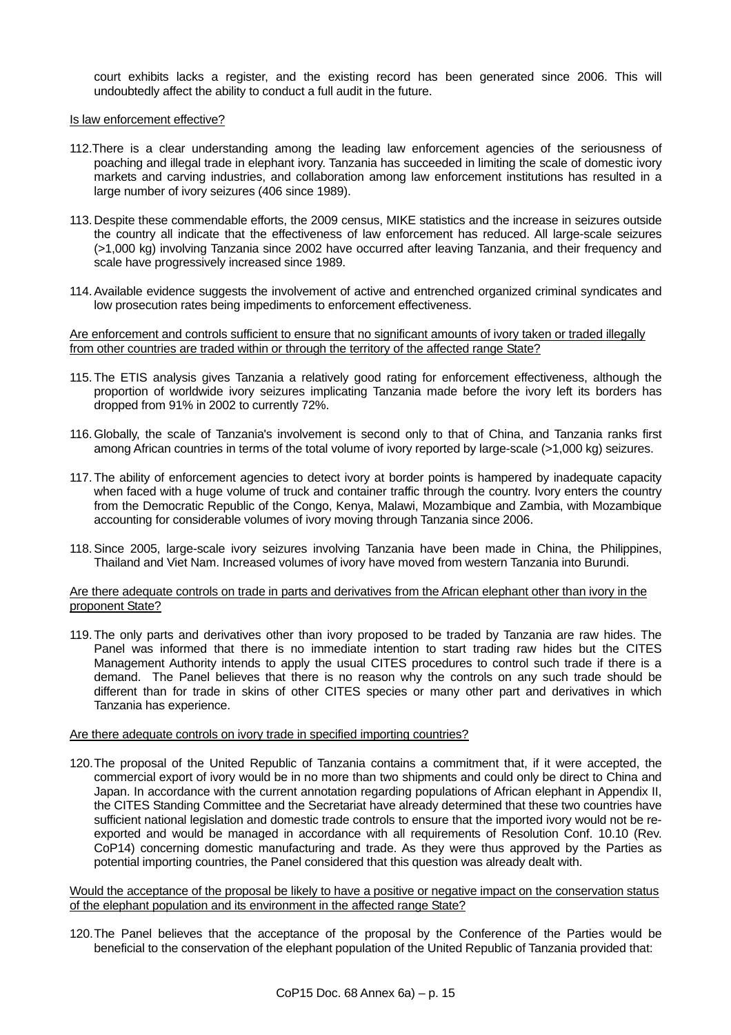court exhibits lacks a register, and the existing record has been generated since 2006. This will undoubtedly affect the ability to conduct a full audit in the future.

<u>Is law enforcement effective?</u>

112. There is a clear understanding among the leading law enforcement agencies of the seriousness of poaching and illegal trade in elephant ivory. Tanzania has succeeded in limiting the scale of domestic ivory markets and carving industries, and collaboration among law enforcement institutions has resulted in a large number of ivory seizures (406 since 1989).

113. Despite these commendable efforts, the 2009 census, MIKE statistics and the increase in seizures outside the country all indicate that the effectiveness of law enforcement has reduced. All large-scale seizures (>1,000 kg) involving Tanzania since 2002 have occurred after leaving Tanzania, and their frequency and scale have progressively increased since 1989.

114. Available evidence suggests the involvement of active and entrenched organized criminal syndicates and low prosecution rates being impediments to enforcement effectiveness.

<u>Are enforcement and controls sufficient to ensure that no significant amounts of ivory taken or traded illegally from other countries are traded within or through the territory of the affected range State?</u>

115. The ETIS analysis gives Tanzania a relatively good rating for enforcement effectiveness, although the proportion of worldwide ivory seizures implicating Tanzania made before the ivory left its borders has dropped from 91% in 2002 to currently 72%.

116. Globally, the scale of Tanzania's involvement is second only to that of China, and Tanzania ranks first among African countries in terms of the total volume of ivory reported by large-scale (>1,000 kg) seizures.

117. The ability of enforcement agencies to detect ivory at border points is hampered by inadequate capacity when faced with a huge volume of truck and container traffic through the country. Ivory enters the country from the Democratic Republic of the Congo, Kenya, Malawi, Mozambique and Zambia, with Mozambique accounting for considerable volumes of ivory moving through Tanzania since 2006.

118. Since 2005, large-scale ivory seizures involving Tanzania have been made in China, the Philippines, Thailand and Viet Nam. Increased volumes of ivory have moved from western Tanzania into Burundi.

<u>Are there adequate controls on trade in parts and derivatives from the African elephant other than ivory in the proponent State?</u>

119. The only parts and derivatives other than ivory proposed to be traded by Tanzania are raw hides. The Panel was informed that there is no immediate intention to start trading raw hides but the CITES Management Authority intends to apply the usual CITES procedures to control such trade if there is a demand. The Panel believes that there is no reason why the controls on any such trade should be different than for trade in skins of other CITES species or many other part and derivatives in which Tanzania has experience.

<u>Are there adequate controls on ivory trade in specified importing countries?</u>

120. The proposal of the United Republic of Tanzania contains a commitment that, if it were accepted, the commercial export of ivory would be in no more than two shipments and could only be direct to China and Japan. In accordance with the current annotation regarding populations of African elephant in Appendix II, the CITES Standing Committee and the Secretariat have already determined that these two countries have sufficient national legislation and domestic trade controls to ensure that the imported ivory would not be re-exported and would be managed in accordance with all requirements of Resolution Conf. 10.10 (Rev. CoP14) concerning domestic manufacturing and trade. As they were thus approved by the Parties as potential importing countries, the Panel considered that this question was already dealt with.

<u>Would the acceptance of the proposal be likely to have a positive or negative impact on the conservation status of the elephant population and its environment in the affected range State?</u>

120. The Panel believes that the acceptance of the proposal by the Conference of the Parties would be beneficial to the conservation of the elephant population of the United Republic of Tanzania provided that: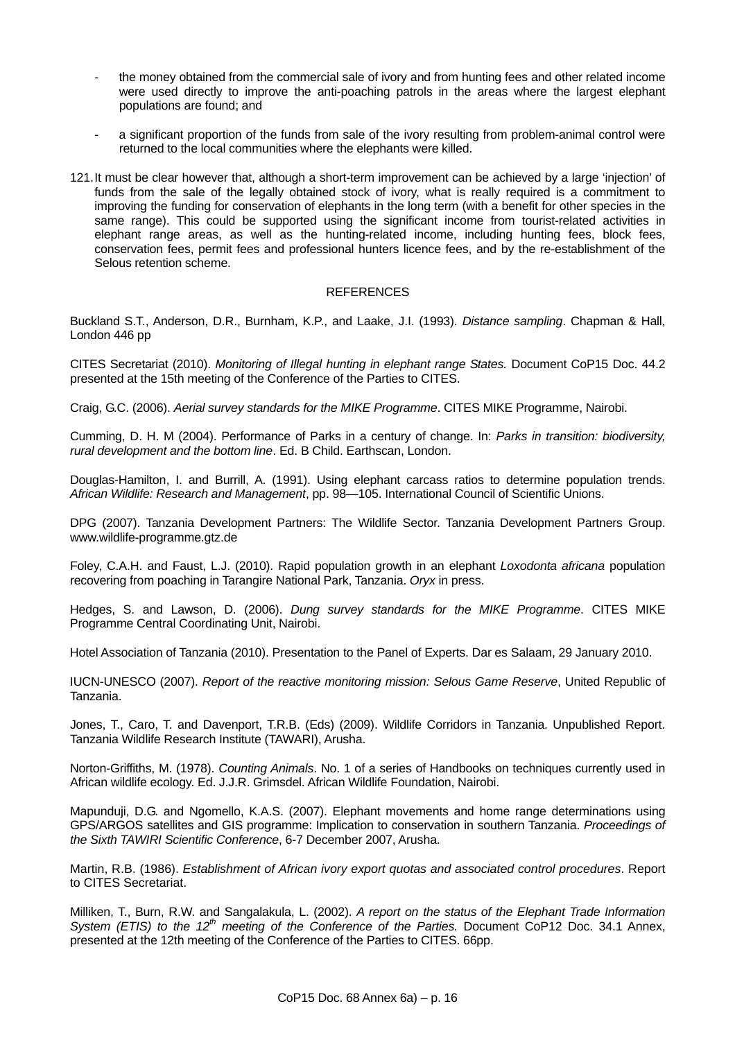- the money obtained from the commercial sale of ivory and from hunting fees and other related income were used directly to improve the anti-poaching patrols in the areas where the largest elephant populations are found; and

- a significant proportion of the funds from sale of the ivory resulting from problem-animal control were returned to the local communities where the elephants were killed.

121. It must be clear however that, although a short-term improvement can be achieved by a large 'injection' of funds from the sale of the legally obtained stock of ivory, what is really required is a commitment to improving the funding for conservation of elephants in the long term (with a benefit for other species in the same range). This could be supported using the significant income from tourist-related activities in elephant range areas, as well as the hunting-related income, including hunting fees, block fees, conservation fees, permit fees and professional hunters licence fees, and by the re-establishment of the Selous retention scheme.

## REFERENCES

Buckland S.T., Anderson, D.R., Burnham, K.P., and Laake, J.I. (1993). *Distance sampling*. Chapman & Hall, London 446 pp

CITES Secretariat (2010). *Monitoring of Illegal hunting in elephant range States.* Document CoP15 Doc. 44.2 presented at the 15th meeting of the Conference of the Parties to CITES.

Craig, G.C. (2006). *Aerial survey standards for the MIKE Programme*. CITES MIKE Programme, Nairobi.

Cumming, D. H. M (2004). Performance of Parks in a century of change. In: *Parks in transition: biodiversity, rural development and the bottom line*. Ed. B Child. Earthscan, London.

Douglas-Hamilton, I. and Burrill, A. (1991). Using elephant carcass ratios to determine population trends. *African Wildlife: Research and Management*, pp. 98—105. International Council of Scientific Unions.

DPG (2007). Tanzania Development Partners: The Wildlife Sector. Tanzania Development Partners Group. www.wildlife-programme.gtz.de

Foley, C.A.H. and Faust, L.J. (2010). Rapid population growth in an elephant *Loxodonta africana* population recovering from poaching in Tarangire National Park, Tanzania. *Oryx* in press.

Hedges, S. and Lawson, D. (2006). *Dung survey standards for the MIKE Programme*. CITES MIKE Programme Central Coordinating Unit, Nairobi.

Hotel Association of Tanzania (2010). Presentation to the Panel of Experts. Dar es Salaam, 29 January 2010.

IUCN-UNESCO (2007). *Report of the reactive monitoring mission: Selous Game Reserve*, United Republic of Tanzania.

Jones, T., Caro, T. and Davenport, T.R.B. (Eds) (2009). Wildlife Corridors in Tanzania. Unpublished Report. Tanzania Wildlife Research Institute (TAWARI), Arusha.

Norton-Griffiths, M. (1978). *Counting Animals*. No. 1 of a series of Handbooks on techniques currently used in African wildlife ecology. Ed. J.J.R. Grimsdel. African Wildlife Foundation, Nairobi.

Mapunduji, D.G. and Ngomello, K.A.S. (2007). Elephant movements and home range determinations using GPS/ARGOS satellites and GIS programme: Implication to conservation in southern Tanzania. *Proceedings of the Sixth TAWIRI Scientific Conference*, 6-7 December 2007, Arusha.

Martin, R.B. (1986). *Establishment of African ivory export quotas and associated control procedures*. Report to CITES Secretariat.

Milliken, T., Burn, R.W. and Sangalakula, L. (2002). *A report on the status of the Elephant Trade Information System (ETIS) to the 12th meeting of the Conference of the Parties.* Document CoP12 Doc. 34.1 Annex, presented at the 12th meeting of the Conference of the Parties to CITES. 66pp.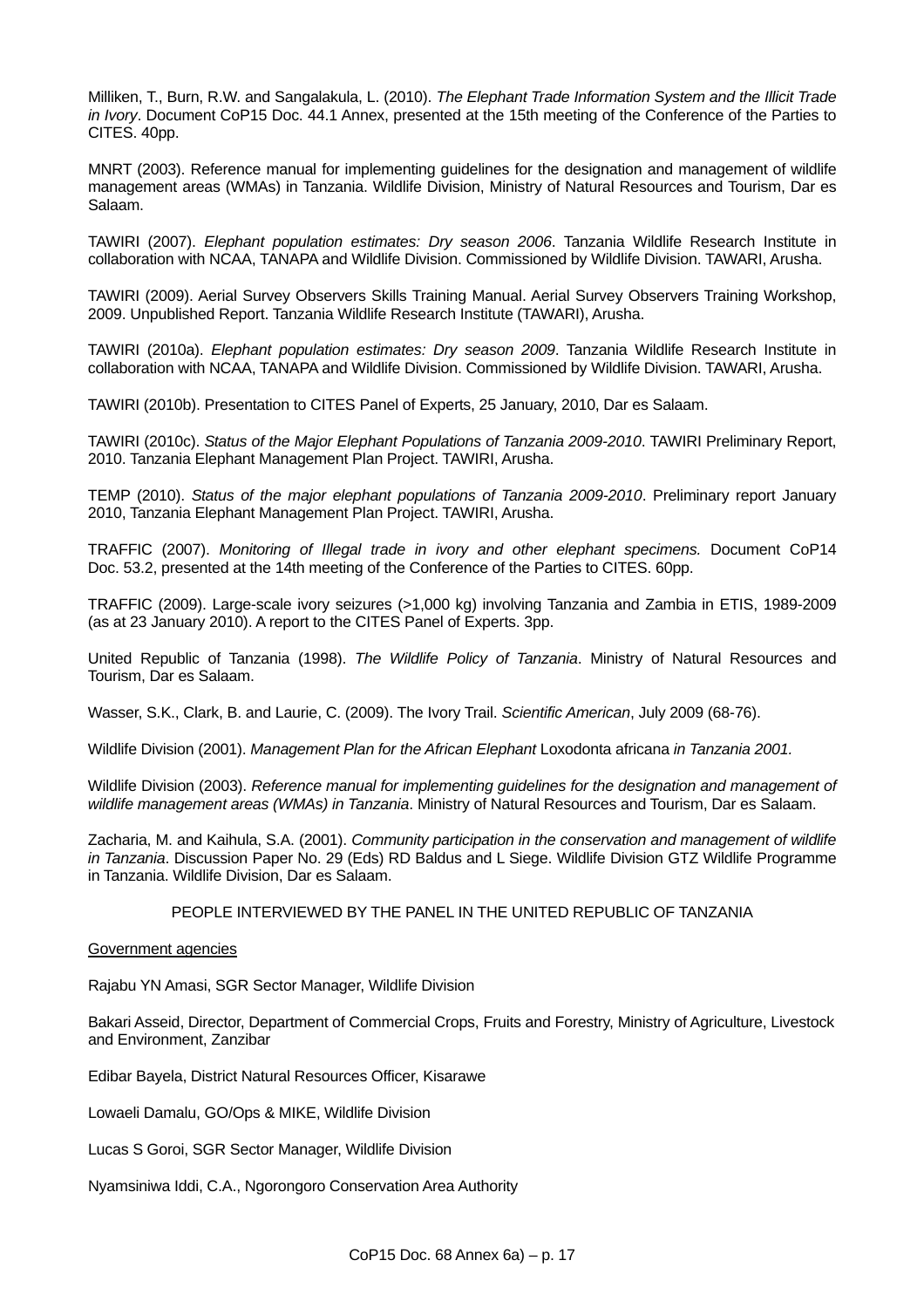Milliken, T., Burn, R.W. and Sangalakula, L. (2010). *The Elephant Trade Information System and the Illicit Trade in Ivory*. Document CoP15 Doc. 44.1 Annex, presented at the 15th meeting of the Conference of the Parties to CITES. 40pp.

MNRT (2003). Reference manual for implementing guidelines for the designation and management of wildlife management areas (WMAs) in Tanzania. Wildlife Division, Ministry of Natural Resources and Tourism, Dar es Salaam.

TAWIRI (2007). *Elephant population estimates: Dry season 2006*. Tanzania Wildlife Research Institute in collaboration with NCAA, TANAPA and Wildlife Division. Commissioned by Wildlife Division. TAWARI, Arusha.

TAWIRI (2009). Aerial Survey Observers Skills Training Manual. Aerial Survey Observers Training Workshop, 2009. Unpublished Report. Tanzania Wildlife Research Institute (TAWARI), Arusha.

TAWIRI (2010a). *Elephant population estimates: Dry season 2009*. Tanzania Wildlife Research Institute in collaboration with NCAA, TANAPA and Wildlife Division. Commissioned by Wildlife Division. TAWARI, Arusha.

TAWIRI (2010b). Presentation to CITES Panel of Experts, 25 January, 2010, Dar es Salaam.

TAWIRI (2010c). *Status of the Major Elephant Populations of Tanzania 2009-2010*. TAWIRI Preliminary Report, 2010. Tanzania Elephant Management Plan Project. TAWIRI, Arusha.

TEMP (2010). *Status of the major elephant populations of Tanzania 2009-2010*. Preliminary report January 2010, Tanzania Elephant Management Plan Project. TAWIRI, Arusha.

TRAFFIC (2007). *Monitoring of Illegal trade in ivory and other elephant specimens.* Document CoP14 Doc. 53.2, presented at the 14th meeting of the Conference of the Parties to CITES. 60pp.

TRAFFIC (2009). Large-scale ivory seizures (>1,000 kg) involving Tanzania and Zambia in ETIS, 1989-2009 (as at 23 January 2010). A report to the CITES Panel of Experts. 3pp.

United Republic of Tanzania (1998). *The Wildlife Policy of Tanzania*. Ministry of Natural Resources and Tourism, Dar es Salaam.

Wasser, S.K., Clark, B. and Laurie, C. (2009). The Ivory Trail. *Scientific American*, July 2009 (68-76).

Wildlife Division (2001). *Management Plan for the African Elephant* Loxodonta africana *in Tanzania 2001.*

Wildlife Division (2003). *Reference manual for implementing guidelines for the designation and management of wildlife management areas (WMAs) in Tanzania*. Ministry of Natural Resources and Tourism, Dar es Salaam.

Zacharia, M. and Kaihula, S.A. (2001). *Community participation in the conservation and management of wildlife in Tanzania*. Discussion Paper No. 29 (Eds) RD Baldus and L Siege. Wildlife Division GTZ Wildlife Programme in Tanzania. Wildlife Division, Dar es Salaam.

PEOPLE INTERVIEWED BY THE PANEL IN THE UNITED REPUBLIC OF TANZANIA

Government agencies

Rajabu YN Amasi, SGR Sector Manager, Wildlife Division

Bakari Asseid, Director, Department of Commercial Crops, Fruits and Forestry, Ministry of Agriculture, Livestock and Environment, Zanzibar

Edibar Bayela, District Natural Resources Officer, Kisarawe

Lowaeli Damalu, GO/Ops & MIKE, Wildlife Division

Lucas S Goroi, SGR Sector Manager, Wildlife Division

Nyamsiniwa Iddi, C.A., Ngorongoro Conservation Area Authority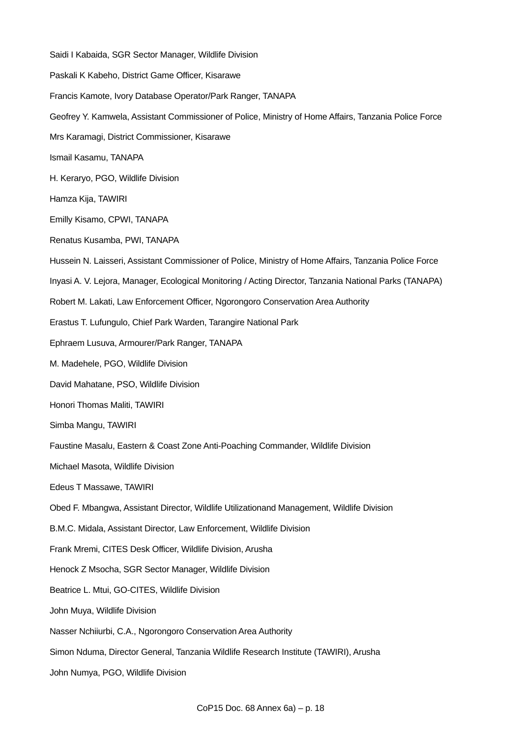Saidi I Kabaida, SGR Sector Manager, Wildlife Division

Paskali K Kabeho, District Game Officer, Kisarawe

Francis Kamote, Ivory Database Operator/Park Ranger, TANAPA

Geofrey Y. Kamwela, Assistant Commissioner of Police, Ministry of Home Affairs, Tanzania Police Force

Mrs Karamagi, District Commissioner, Kisarawe

Ismail Kasamu, TANAPA

H. Keraryo, PGO, Wildlife Division

Hamza Kija, TAWIRI

Emilly Kisamo, CPWI, TANAPA

Renatus Kusamba, PWI, TANAPA

Hussein N. Laisseri, Assistant Commissioner of Police, Ministry of Home Affairs, Tanzania Police Force

Inyasi A. V. Lejora, Manager, Ecological Monitoring / Acting Director, Tanzania National Parks (TANAPA)

Robert M. Lakati, Law Enforcement Officer, Ngorongoro Conservation Area Authority

Erastus T. Lufungulo, Chief Park Warden, Tarangire National Park

Ephraem Lusuva, Armourer/Park Ranger, TANAPA

M. Madehele, PGO, Wildlife Division

David Mahatane, PSO, Wildlife Division

Honori Thomas Maliti, TAWIRI

Simba Mangu, TAWIRI

Faustine Masalu, Eastern & Coast Zone Anti-Poaching Commander, Wildlife Division

Michael Masota, Wildlife Division

Edeus T Massawe, TAWIRI

Obed F. Mbangwa, Assistant Director, Wildlife Utilizationand Management, Wildlife Division

B.M.C. Midala, Assistant Director, Law Enforcement, Wildlife Division

Frank Mremi, CITES Desk Officer, Wildlife Division, Arusha

Henock Z Msocha, SGR Sector Manager, Wildlife Division

Beatrice L. Mtui, GO-CITES, Wildlife Division

John Muya, Wildlife Division

Nasser Nchiiurbi, C.A., Ngorongoro Conservation Area Authority

Simon Nduma, Director General, Tanzania Wildlife Research Institute (TAWIRI), Arusha

John Numya, PGO, Wildlife Division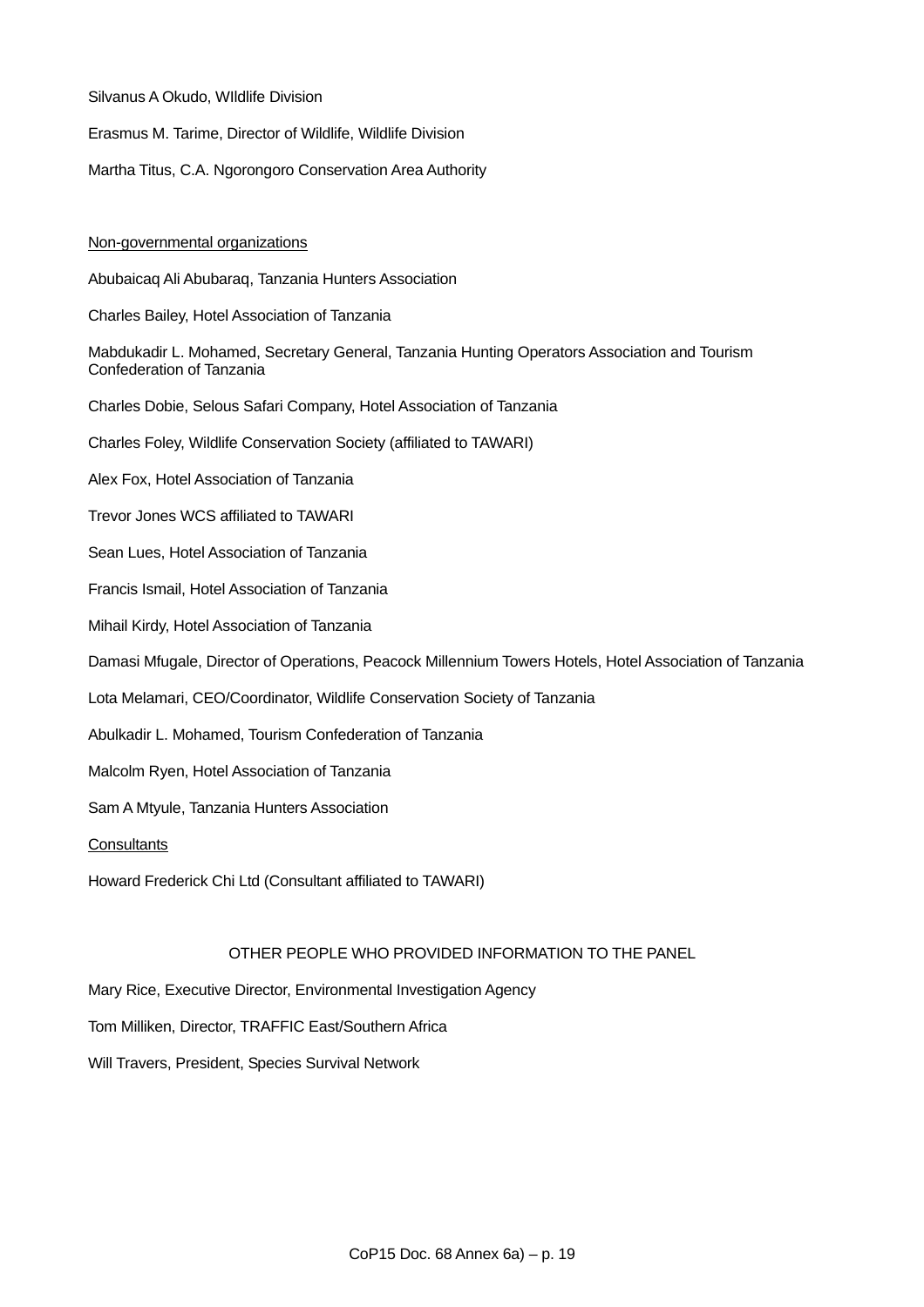Silvanus A Okudo, WIldlife Division

Erasmus M. Tarime, Director of Wildlife, Wildlife Division

Martha Titus, C.A. Ngorongoro Conservation Area Authority

<u>Non-governmental organizations</u>

Abubaicaq Ali Abubaraq, Tanzania Hunters Association

Charles Bailey, Hotel Association of Tanzania

Mabdukadir L. Mohamed, Secretary General, Tanzania Hunting Operators Association and Tourism Confederation of Tanzania

Charles Dobie, Selous Safari Company, Hotel Association of Tanzania

Charles Foley, Wildlife Conservation Society (affiliated to TAWARI)

Alex Fox, Hotel Association of Tanzania

Trevor Jones WCS affiliated to TAWARI

Sean Lues, Hotel Association of Tanzania

Francis Ismail, Hotel Association of Tanzania

Mihail Kirdy, Hotel Association of Tanzania

Damasi Mfugale, Director of Operations, Peacock Millennium Towers Hotels, Hotel Association of Tanzania

Lota Melamari, CEO/Coordinator, Wildlife Conservation Society of Tanzania

Abulkadir L. Mohamed, Tourism Confederation of Tanzania

Malcolm Ryen, Hotel Association of Tanzania

Sam A Mtyule, Tanzania Hunters Association

<u>Consultants</u>

Howard Frederick Chi Ltd (Consultant affiliated to TAWARI)

OTHER PEOPLE WHO PROVIDED INFORMATION TO THE PANEL

Mary Rice, Executive Director, Environmental Investigation Agency

Tom Milliken, Director, TRAFFIC East/Southern Africa

Will Travers, President, Species Survival Network